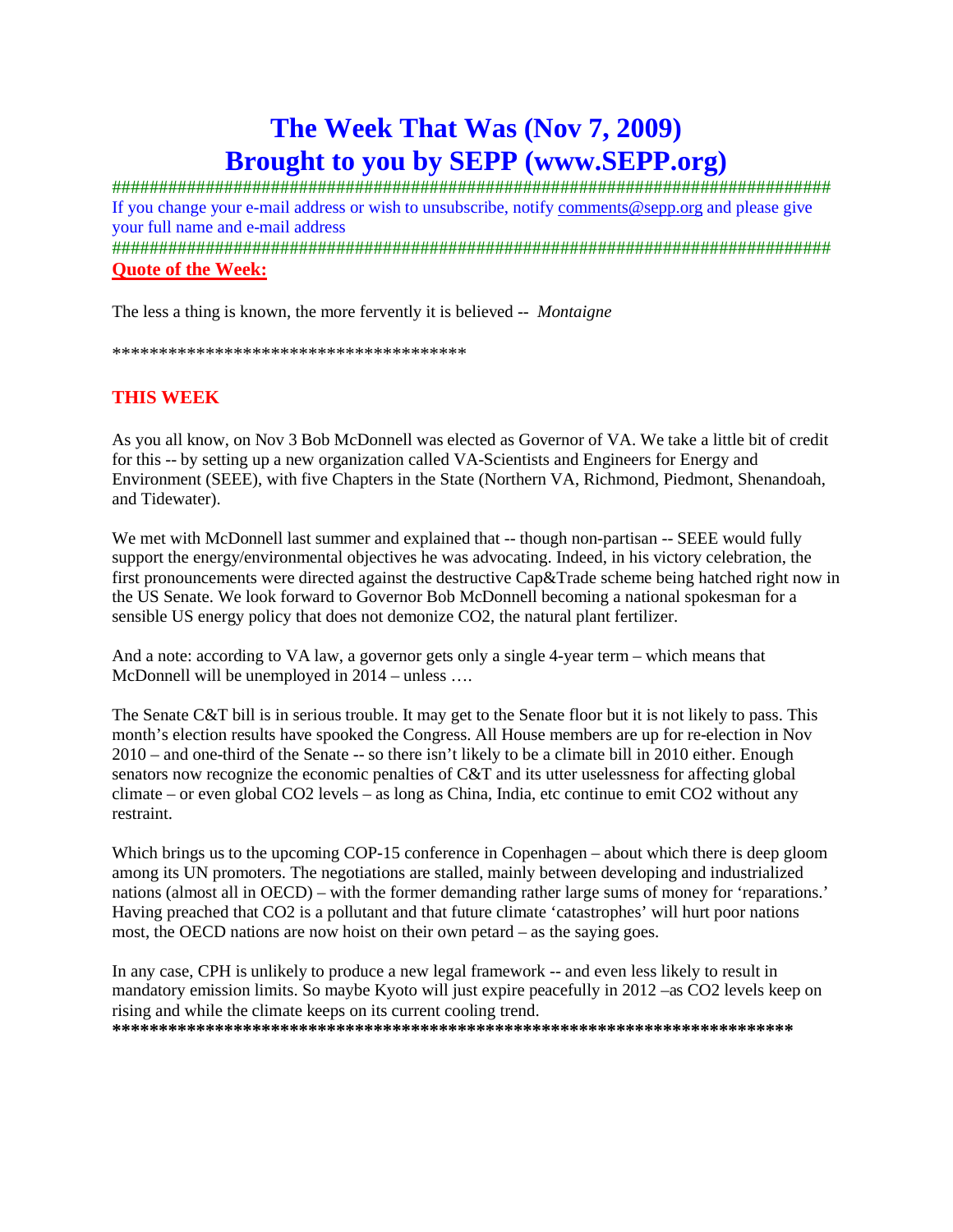# The Week That Was (Nov 7, 2009)
# Brought to you by SEPP (www.SEPP.org)

################################################################################

If you change your e-mail address or wish to unsubscribe, notify comments@sepp.org and please give your full name and e-mail address

################################################################################

**Quote of the Week:**

The less a thing is known, the more fervently it is believed -- *Montaigne*

***************************************

## THIS WEEK

As you all know, on Nov 3 Bob McDonnell was elected as Governor of VA. We take a little bit of credit for this -- by setting up a new organization called VA-Scientists and Engineers for Energy and Environment (SEEE), with five Chapters in the State (Northern VA, Richmond, Piedmont, Shenandoah, and Tidewater).

We met with McDonnell last summer and explained that -- though non-partisan -- SEEE would fully support the energy/environmental objectives he was advocating. Indeed, in his victory celebration, the first pronouncements were directed against the destructive Cap&Trade scheme being hatched right now in the US Senate. We look forward to Governor Bob McDonnell becoming a national spokesman for a sensible US energy policy that does not demonize $CO_2$, the natural plant fertilizer.

And a note: according to VA law, a governor gets only a single 4-year term – which means that McDonnell will be unemployed in 2014 – unless ….

The Senate C&T bill is in serious trouble. It may get to the Senate floor but it is not likely to pass. This month's election results have spooked the Congress. All House members are up for re-election in Nov 2010 – and one-third of the Senate -- so there isn't likely to be a climate bill in 2010 either. Enough senators now recognize the economic penalties of C&T and its utter uselessness for affecting global climate – or even global $CO_2$ levels – as long as China, India, etc continue to emit $CO_2$ without any restraint.

Which brings us to the upcoming COP-15 conference in Copenhagen – about which there is deep gloom among its UN promoters. The negotiations are stalled, mainly between developing and industrialized nations (almost all in OECD) – with the former demanding rather large sums of money for 'reparations.' Having preached that $CO_2$ is a pollutant and that future climate 'catastrophes' will hurt poor nations most, the OECD nations are now hoist on their own petard – as the saying goes.

In any case, CPH is unlikely to produce a new legal framework -- and even less likely to result in mandatory emission limits. So maybe Kyoto will just expire peacefully in 2012 –as $CO_2$ levels keep on rising and while the climate keeps on its current cooling trend.

**************************************************************************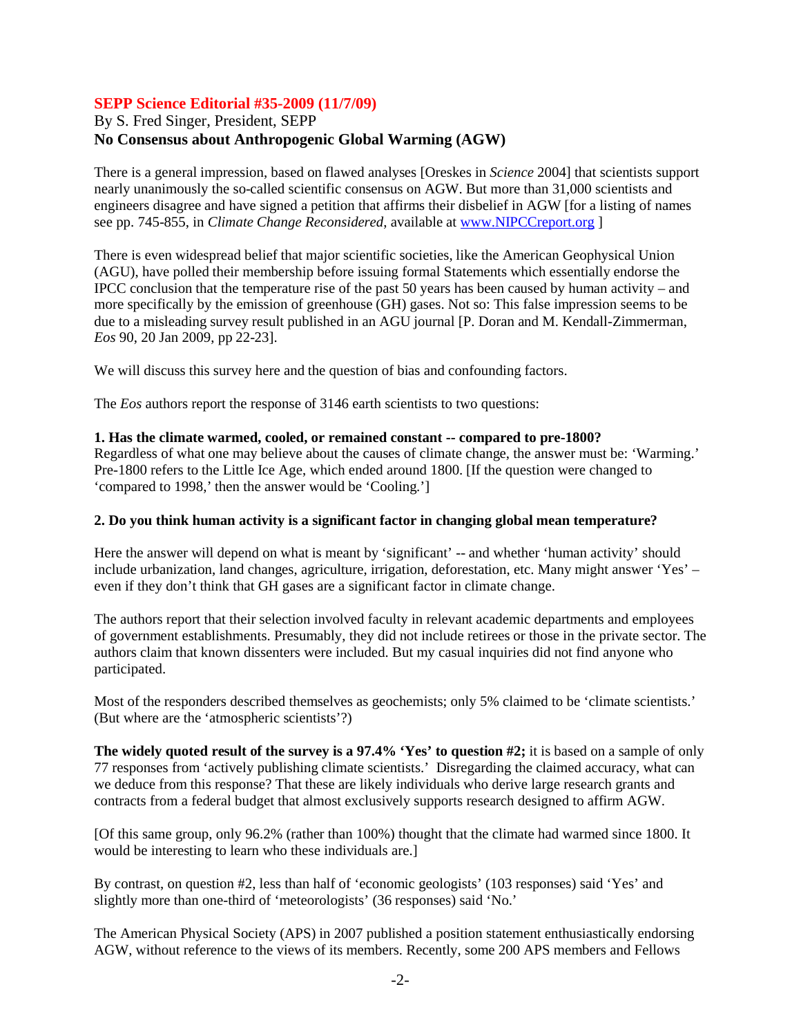**SEPP Science Editorial #35-2009 (11/7/09)**

By S. Fred Singer, President, SEPP

**No Consensus about Anthropogenic Global Warming (AGW)**

There is a general impression, based on flawed analyses [Oreskes in *Science* 2004] that scientists support nearly unanimously the so-called scientific consensus on AGW. But more than 31,000 scientists and engineers disagree and have signed a petition that affirms their disbelief in AGW [for a listing of names see pp. 745-855, in *Climate Change Reconsidered*, available at www.NIPCCreport.org ]

There is even widespread belief that major scientific societies, like the American Geophysical Union (AGU), have polled their membership before issuing formal Statements which essentially endorse the IPCC conclusion that the temperature rise of the past 50 years has been caused by human activity – and more specifically by the emission of greenhouse (GH) gases. Not so: This false impression seems to be due to a misleading survey result published in an AGU journal [P. Doran and M. Kendall-Zimmerman, *Eos* 90, 20 Jan 2009, pp 22-23].

We will discuss this survey here and the question of bias and confounding factors.

The *Eos* authors report the response of 3146 earth scientists to two questions:

**1. Has the climate warmed, cooled, or remained constant -- compared to pre-1800?**
Regardless of what one may believe about the causes of climate change, the answer must be: 'Warming.' Pre-1800 refers to the Little Ice Age, which ended around 1800. [If the question were changed to 'compared to 1998,' then the answer would be 'Cooling.']

**2. Do you think human activity is a significant factor in changing global mean temperature?**

Here the answer will depend on what is meant by 'significant' -- and whether 'human activity' should include urbanization, land changes, agriculture, irrigation, deforestation, etc. Many might answer 'Yes' – even if they don't think that GH gases are a significant factor in climate change.

The authors report that their selection involved faculty in relevant academic departments and employees of government establishments. Presumably, they did not include retirees or those in the private sector. The authors claim that known dissenters were included. But my casual inquiries did not find anyone who participated.

Most of the responders described themselves as geochemists; only 5% claimed to be 'climate scientists.' (But where are the 'atmospheric scientists'?)

**The widely quoted result of the survey is a 97.4% 'Yes' to question #2;** it is based on a sample of only 77 responses from 'actively publishing climate scientists.' Disregarding the claimed accuracy, what can we deduce from this response? That these are likely individuals who derive large research grants and contracts from a federal budget that almost exclusively supports research designed to affirm AGW.

[Of this same group, only 96.2% (rather than 100%) thought that the climate had warmed since 1800. It would be interesting to learn who these individuals are.]

By contrast, on question #2, less than half of 'economic geologists' (103 responses) said 'Yes' and slightly more than one-third of 'meteorologists' (36 responses) said 'No.'

The American Physical Society (APS) in 2007 published a position statement enthusiastically endorsing AGW, without reference to the views of its members. Recently, some 200 APS members and Fellows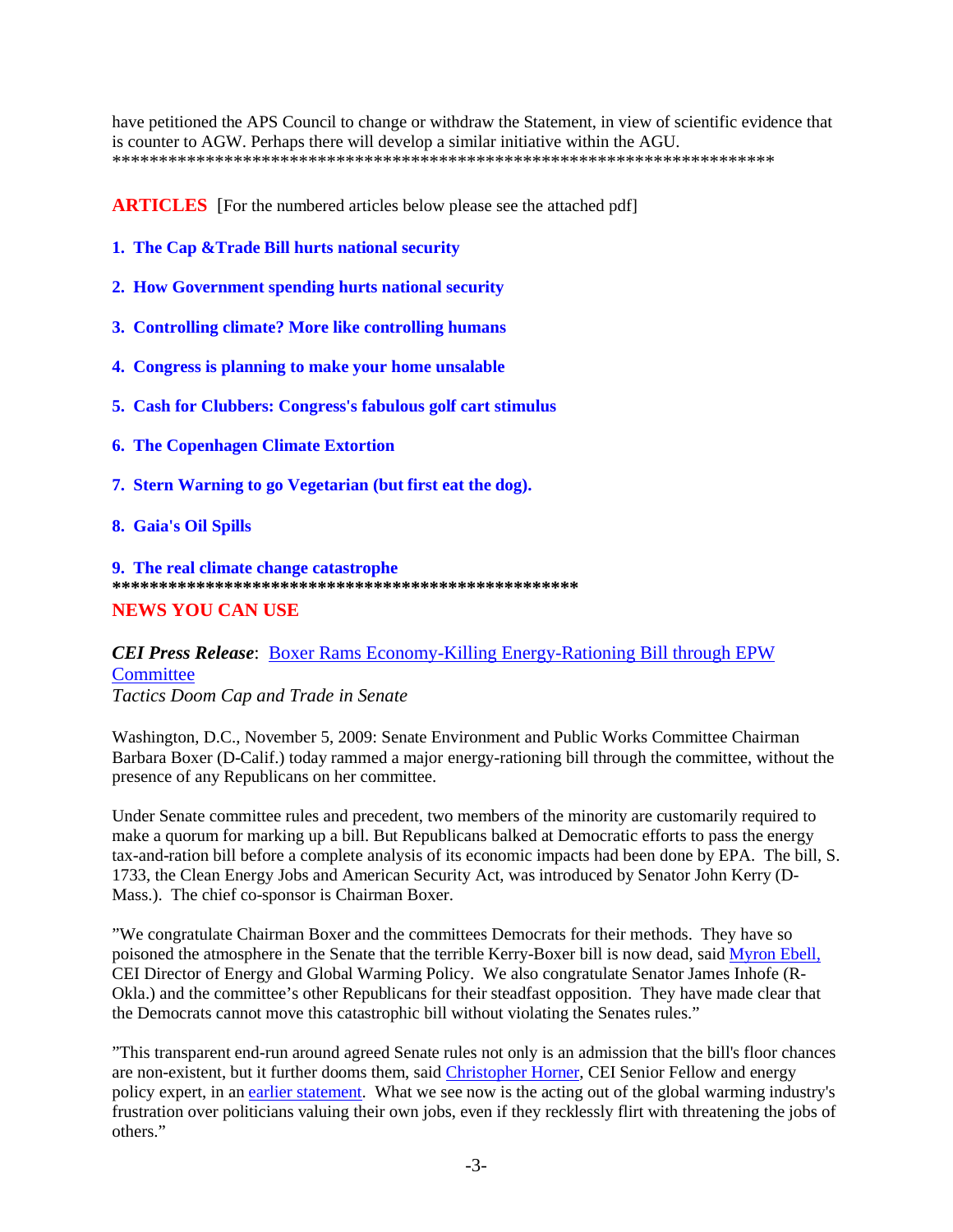have petitioned the APS Council to change or withdraw the Statement, in view of scientific evidence that is counter to AGW. Perhaps there will develop a similar initiative within the AGU.
***************************************************************************

**ARTICLES** [For the numbered articles below please see the attached pdf]

**1. The Cap &Trade Bill hurts national security**

**2. How Government spending hurts national security**

**3. Controlling climate? More like controlling humans**

**4. Congress is planning to make your home unsalable**

**5. Cash for Clubbers: Congress's fabulous golf cart stimulus**

**6. The Copenhagen Climate Extortion**

**7. Stern Warning to go Vegetarian (but first eat the dog).**

**8. Gaia's Oil Spills**

**9. The real climate change catastrophe**
**************************************************

**NEWS YOU CAN USE**

***CEI Press Release***: Boxer Rams Economy-Killing Energy-Rationing Bill through EPW Committee
*Tactics Doom Cap and Trade in Senate*

Washington, D.C., November 5, 2009: Senate Environment and Public Works Committee Chairman Barbara Boxer (D-Calif.) today rammed a major energy-rationing bill through the committee, without the presence of any Republicans on her committee.

Under Senate committee rules and precedent, two members of the minority are customarily required to make a quorum for marking up a bill. But Republicans balked at Democratic efforts to pass the energy tax-and-ration bill before a complete analysis of its economic impacts had been done by EPA. The bill, S. 1733, the Clean Energy Jobs and American Security Act, was introduced by Senator John Kerry (D-Mass.). The chief co-sponsor is Chairman Boxer.

"We congratulate Chairman Boxer and the committees Democrats for their methods. They have so poisoned the atmosphere in the Senate that the terrible Kerry-Boxer bill is now dead, said Myron Ebell, CEI Director of Energy and Global Warming Policy. We also congratulate Senator James Inhofe (R-Okla.) and the committee's other Republicans for their steadfast opposition. They have made clear that the Democrats cannot move this catastrophic bill without violating the Senates rules."

"This transparent end-run around agreed Senate rules not only is an admission that the bill's floor chances are non-existent, but it further dooms them, said Christopher Horner, CEI Senior Fellow and energy policy expert, in an earlier statement. What we see now is the acting out of the global warming industry's frustration over politicians valuing their own jobs, even if they recklessly flirt with threatening the jobs of others."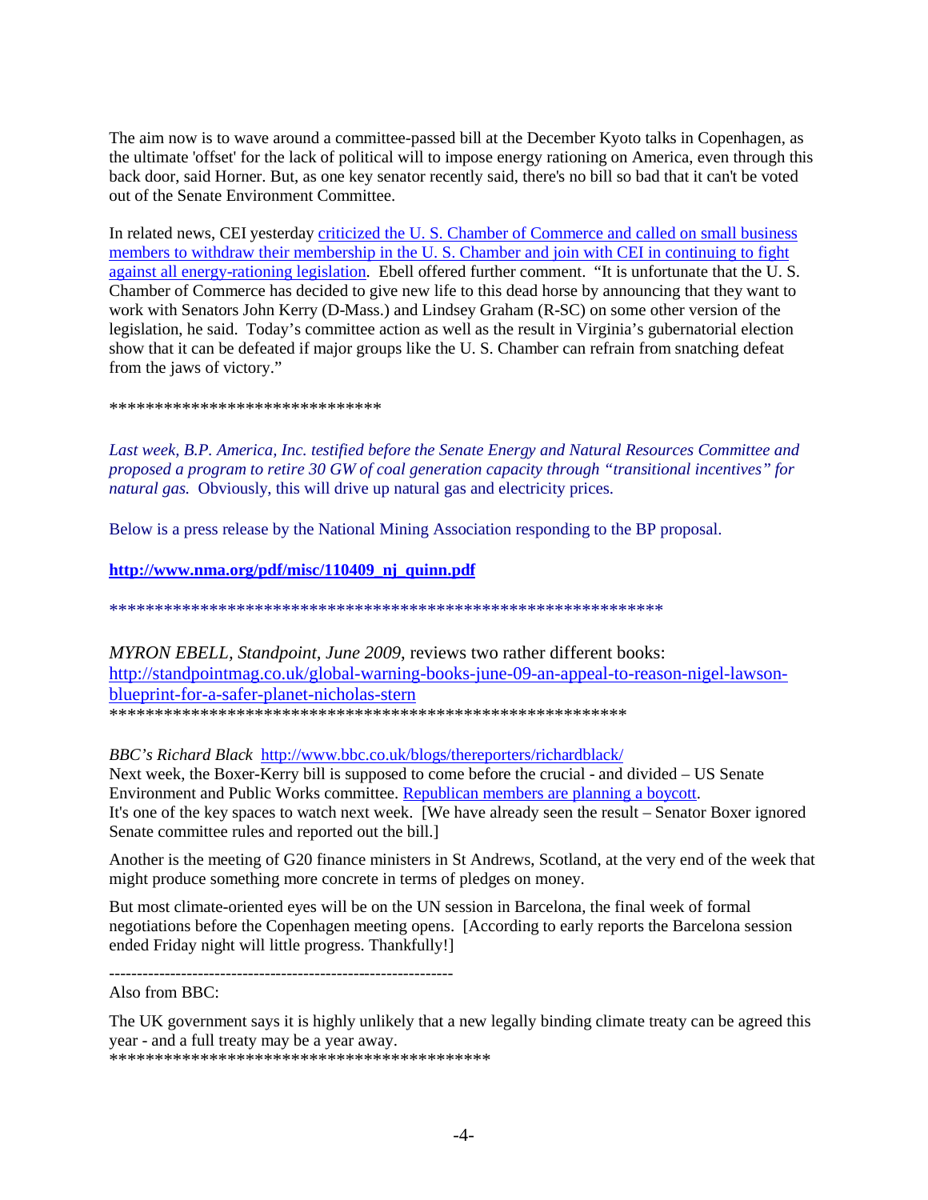The aim now is to wave around a committee-passed bill at the December Kyoto talks in Copenhagen, as the ultimate 'offset' for the lack of political will to impose energy rationing on America, even through this back door, said Horner. But, as one key senator recently said, there's no bill so bad that it can't be voted out of the Senate Environment Committee.

In related news, CEI yesterday criticized the U. S. Chamber of Commerce and called on small business members to withdraw their membership in the U. S. Chamber and join with CEI in continuing to fight against all energy-rationing legislation. Ebell offered further comment. "It is unfortunate that the U. S. Chamber of Commerce has decided to give new life to this dead horse by announcing that they want to work with Senators John Kerry (D-Mass.) and Lindsey Graham (R-SC) on some other version of the legislation, he said. Today's committee action as well as the result in Virginia's gubernatorial election show that it can be defeated if major groups like the U. S. Chamber can refrain from snatching defeat from the jaws of victory."

******************************

*Last week, B.P. America, Inc. testified before the Senate Energy and Natural Resources Committee and proposed a program to retire 30 GW of coal generation capacity through "transitional incentives" for natural gas.* Obviously, this will drive up natural gas and electricity prices.

Below is a press release by the National Mining Association responding to the BP proposal.

**http://www.nma.org/pdf/misc/110409_nj_quinn.pdf**

**************************************************************

*MYRON EBELL, Standpoint, June 2009,* reviews two rather different books:
http://standpointmag.co.uk/global-warning-books-june-09-an-appeal-to-reason-nigel-lawson-blueprint-for-a-safer-planet-nicholas-stern
**********************************************************

*BBC's Richard Black* http://www.bbc.co.uk/blogs/thereporters/richardblack/
Next week, the Boxer-Kerry bill is supposed to come before the crucial - and divided – US Senate Environment and Public Works committee. Republican members are planning a boycott.
It's one of the key spaces to watch next week. [We have already seen the result – Senator Boxer ignored Senate committee rules and reported out the bill.]

Another is the meeting of G20 finance ministers in St Andrews, Scotland, at the very end of the week that might produce something more concrete in terms of pledges on money.

But most climate-oriented eyes will be on the UN session in Barcelona, the final week of formal negotiations before the Copenhagen meeting opens. [According to early reports the Barcelona session ended Friday night will little progress. Thankfully!]

------------------------------------------------------------

Also from BBC:

The UK government says it is highly unlikely that a new legally binding climate treaty can be agreed this year - and a full treaty may be a year away.
******************************************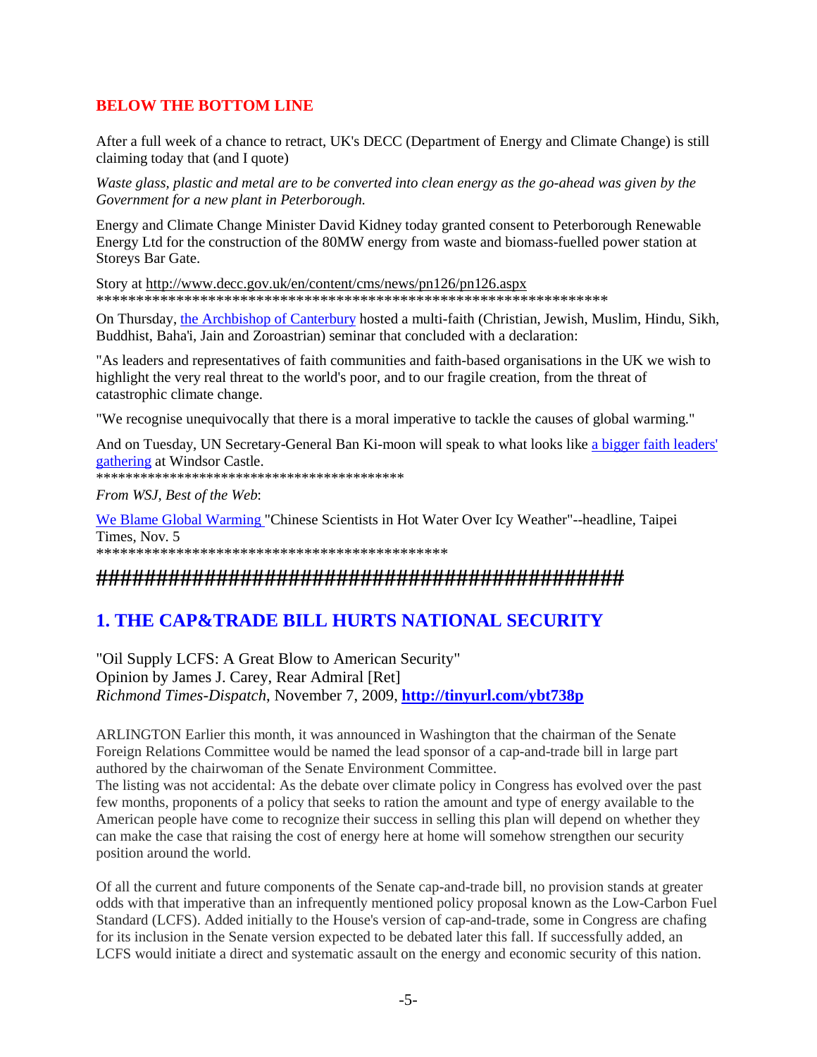## BELOW THE BOTTOM LINE

After a full week of a chance to retract, UK's DECC (Department of Energy and Climate Change) is still claiming today that (and I quote)

*Waste glass, plastic and metal are to be converted into clean energy as the go-ahead was given by the Government for a new plant in Peterborough.*

Energy and Climate Change Minister David Kidney today granted consent to Peterborough Renewable Energy Ltd for the construction of the 80MW energy from waste and biomass-fuelled power station at Storeys Bar Gate.

Story at http://www.decc.gov.uk/en/content/cms/news/pn126/pn126.aspx
************************************************************

On Thursday, the Archbishop of Canterbury hosted a multi-faith (Christian, Jewish, Muslim, Hindu, Sikh, Buddhist, Baha'i, Jain and Zoroastrian) seminar that concluded with a declaration:

"As leaders and representatives of faith communities and faith-based organisations in the UK we wish to highlight the very real threat to the world's poor, and to our fragile creation, from the threat of catastrophic climate change.

"We recognise unequivocally that there is a moral imperative to tackle the causes of global warming."

And on Tuesday, UN Secretary-General Ban Ki-moon will speak to what looks like a bigger faith leaders' gathering at Windsor Castle.
******************************************

*From WSJ, Best of the Web*:

We Blame Global Warming "Chinese Scientists in Hot Water Over Icy Weather"--headline, Taipei Times, Nov. 5
**********************************************

**###############################################**

## 1. THE CAP&TRADE BILL HURTS NATIONAL SECURITY

"Oil Supply LCFS: A Great Blow to American Security"
Opinion by James J. Carey, Rear Admiral [Ret]
*Richmond Times-Dispatch*, November 7, 2009, **http://tinyurl.com/ybt738p**

ARLINGTON Earlier this month, it was announced in Washington that the chairman of the Senate Foreign Relations Committee would be named the lead sponsor of a cap-and-trade bill in large part authored by the chairwoman of the Senate Environment Committee.
The listing was not accidental: As the debate over climate policy in Congress has evolved over the past few months, proponents of a policy that seeks to ration the amount and type of energy available to the American people have come to recognize their success in selling this plan will depend on whether they can make the case that raising the cost of energy here at home will somehow strengthen our security position around the world.

Of all the current and future components of the Senate cap-and-trade bill, no provision stands at greater odds with that imperative than an infrequently mentioned policy proposal known as the Low-Carbon Fuel Standard (LCFS). Added initially to the House's version of cap-and-trade, some in Congress are chafing for its inclusion in the Senate version expected to be debated later this fall. If successfully added, an LCFS would initiate a direct and systematic assault on the energy and economic security of this nation.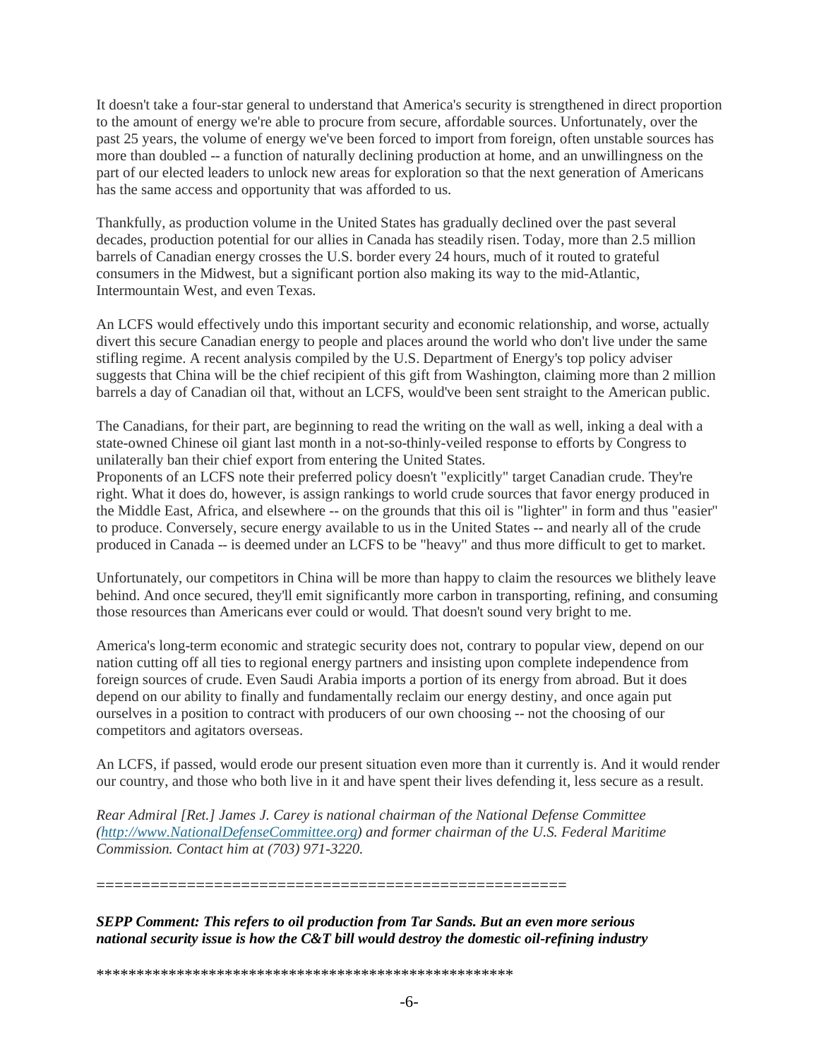It doesn't take a four-star general to understand that America's security is strengthened in direct proportion to the amount of energy we're able to procure from secure, affordable sources. Unfortunately, over the past 25 years, the volume of energy we've been forced to import from foreign, often unstable sources has more than doubled -- a function of naturally declining production at home, and an unwillingness on the part of our elected leaders to unlock new areas for exploration so that the next generation of Americans has the same access and opportunity that was afforded to us.

Thankfully, as production volume in the United States has gradually declined over the past several decades, production potential for our allies in Canada has steadily risen. Today, more than 2.5 million barrels of Canadian energy crosses the U.S. border every 24 hours, much of it routed to grateful consumers in the Midwest, but a significant portion also making its way to the mid-Atlantic, Intermountain West, and even Texas.

An LCFS would effectively undo this important security and economic relationship, and worse, actually divert this secure Canadian energy to people and places around the world who don't live under the same stifling regime. A recent analysis compiled by the U.S. Department of Energy's top policy adviser suggests that China will be the chief recipient of this gift from Washington, claiming more than 2 million barrels a day of Canadian oil that, without an LCFS, would've been sent straight to the American public.

The Canadians, for their part, are beginning to read the writing on the wall as well, inking a deal with a state-owned Chinese oil giant last month in a not-so-thinly-veiled response to efforts by Congress to unilaterally ban their chief export from entering the United States.

Proponents of an LCFS note their preferred policy doesn't "explicitly" target Canadian crude. They're right. What it does do, however, is assign rankings to world crude sources that favor energy produced in the Middle East, Africa, and elsewhere -- on the grounds that this oil is "lighter" in form and thus "easier" to produce. Conversely, secure energy available to us in the United States -- and nearly all of the crude produced in Canada -- is deemed under an LCFS to be "heavy" and thus more difficult to get to market.

Unfortunately, our competitors in China will be more than happy to claim the resources we blithely leave behind. And once secured, they'll emit significantly more carbon in transporting, refining, and consuming those resources than Americans ever could or would. That doesn't sound very bright to me.

America's long-term economic and strategic security does not, contrary to popular view, depend on our nation cutting off all ties to regional energy partners and insisting upon complete independence from foreign sources of crude. Even Saudi Arabia imports a portion of its energy from abroad. But it does depend on our ability to finally and fundamentally reclaim our energy destiny, and once again put ourselves in a position to contract with producers of our own choosing -- not the choosing of our competitors and agitators overseas.

An LCFS, if passed, would erode our present situation even more than it currently is. And it would render our country, and those who both live in it and have spent their lives defending it, less secure as a result.

*Rear Admiral [Ret.] James J. Carey is national chairman of the National Defense Committee (http://www.NationalDefenseCommittee.org) and former chairman of the U.S. Federal Maritime Commission. Contact him at (703) 971-3220.*

===================================================

***SEPP Comment: This refers to oil production from Tar Sands. But an even more serious national security issue is how the C&T bill would destroy the domestic oil-refining industry***

****************************************************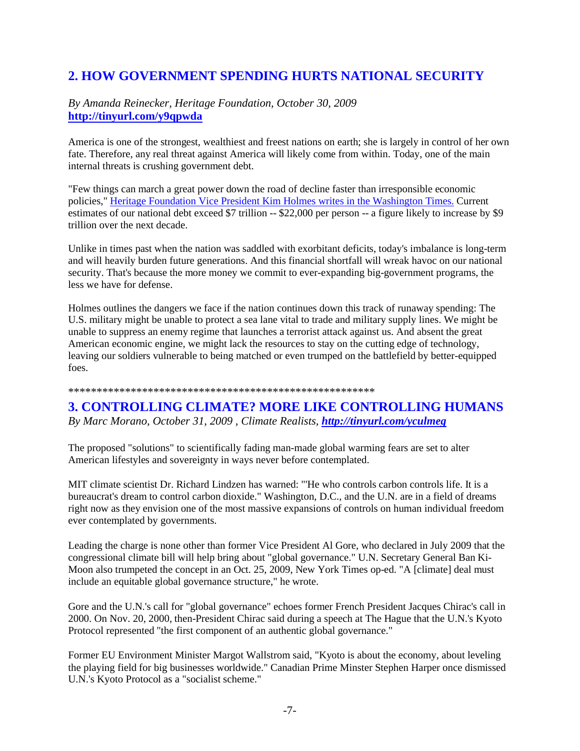## 2. HOW GOVERNMENT SPENDING HURTS NATIONAL SECURITY

*By Amanda Reinecker, Heritage Foundation, October 30, 2009*
**http://tinyurl.com/y9qpwda**

America is one of the strongest, wealthiest and freest nations on earth; she is largely in control of her own fate. Therefore, any real threat against America will likely come from within. Today, one of the main internal threats is crushing government debt.

"Few things can march a great power down the road of decline faster than irresponsible economic policies," Heritage Foundation Vice President Kim Holmes writes in the Washington Times. Current estimates of our national debt exceed $7 trillion -- $22,000 per person -- a figure likely to increase by $9 trillion over the next decade.

Unlike in times past when the nation was saddled with exorbitant deficits, today's imbalance is long-term and will heavily burden future generations. And this financial shortfall will wreak havoc on our national security. That's because the more money we commit to ever-expanding big-government programs, the less we have for defense.

Holmes outlines the dangers we face if the nation continues down this track of runaway spending: The U.S. military might be unable to protect a sea lane vital to trade and military supply lines. We might be unable to suppress an enemy regime that launches a terrorist attack against us. And absent the great American economic engine, we might lack the resources to stay on the cutting edge of technology, leaving our soldiers vulnerable to being matched or even trumped on the battlefield by better-equipped foes.

*******************************************************

## 3. CONTROLLING CLIMATE? MORE LIKE CONTROLLING HUMANS

*By Marc Morano, October 31, 2009 , Climate Realists,* ***http://tinyurl.com/yculmeg***

The proposed "solutions" to scientifically fading man-made global warming fears are set to alter American lifestyles and sovereignty in ways never before contemplated.

MIT climate scientist Dr. Richard Lindzen has warned: "'He who controls carbon controls life. It is a bureaucrat's dream to control carbon dioxide." Washington, D.C., and the U.N. are in a field of dreams right now as they envision one of the most massive expansions of controls on human individual freedom ever contemplated by governments.

Leading the charge is none other than former Vice President Al Gore, who declared in July 2009 that the congressional climate bill will help bring about "global governance." U.N. Secretary General Ban Ki-Moon also trumpeted the concept in an Oct. 25, 2009, New York Times op-ed. "A [climate] deal must include an equitable global governance structure," he wrote.

Gore and the U.N.'s call for "global governance" echoes former French President Jacques Chirac's call in 2000. On Nov. 20, 2000, then-President Chirac said during a speech at The Hague that the U.N.'s Kyoto Protocol represented "the first component of an authentic global governance."

Former EU Environment Minister Margot Wallstrom said, "Kyoto is about the economy, about leveling the playing field for big businesses worldwide." Canadian Prime Minster Stephen Harper once dismissed U.N.'s Kyoto Protocol as a "socialist scheme."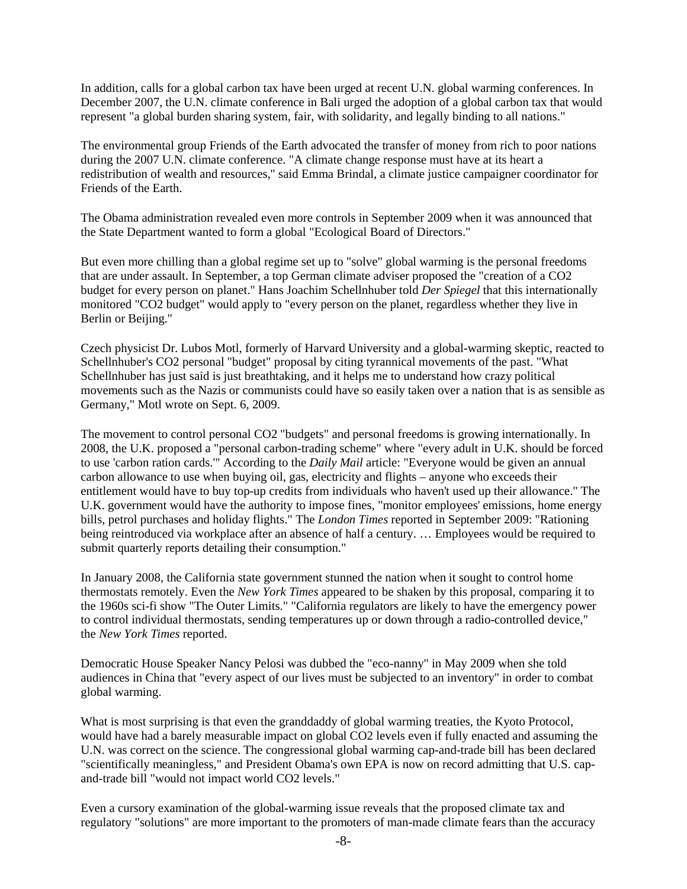In addition, calls for a global carbon tax have been urged at recent U.N. global warming conferences. In December 2007, the U.N. climate conference in Bali urged the adoption of a global carbon tax that would represent "a global burden sharing system, fair, with solidarity, and legally binding to all nations."

The environmental group Friends of the Earth advocated the transfer of money from rich to poor nations during the 2007 U.N. climate conference. "A climate change response must have at its heart a redistribution of wealth and resources," said Emma Brindal, a climate justice campaigner coordinator for Friends of the Earth.

The Obama administration revealed even more controls in September 2009 when it was announced that the State Department wanted to form a global "Ecological Board of Directors."

But even more chilling than a global regime set up to "solve" global warming is the personal freedoms that are under assault. In September, a top German climate adviser proposed the "creation of a CO2 budget for every person on planet." Hans Joachim Schellnhuber told *Der Spiegel* that this internationally monitored "CO2 budget" would apply to "every person on the planet, regardless whether they live in Berlin or Beijing."

Czech physicist Dr. Lubos Motl, formerly of Harvard University and a global-warming skeptic, reacted to Schellnhuber's CO2 personal "budget" proposal by citing tyrannical movements of the past. "What Schellnhuber has just said is just breathtaking, and it helps me to understand how crazy political movements such as the Nazis or communists could have so easily taken over a nation that is as sensible as Germany," Motl wrote on Sept. 6, 2009.

The movement to control personal CO2 "budgets" and personal freedoms is growing internationally. In 2008, the U.K. proposed a "personal carbon-trading scheme" where "every adult in U.K. should be forced to use 'carbon ration cards.'" According to the *Daily Mail* article: "Everyone would be given an annual carbon allowance to use when buying oil, gas, electricity and flights – anyone who exceeds their entitlement would have to buy top-up credits from individuals who haven't used up their allowance." The U.K. government would have the authority to impose fines, "monitor employees' emissions, home energy bills, petrol purchases and holiday flights." The *London Times* reported in September 2009: "Rationing being reintroduced via workplace after an absence of half a century. … Employees would be required to submit quarterly reports detailing their consumption."

In January 2008, the California state government stunned the nation when it sought to control home thermostats remotely. Even the *New York Times* appeared to be shaken by this proposal, comparing it to the 1960s sci-fi show "The Outer Limits." "California regulators are likely to have the emergency power to control individual thermostats, sending temperatures up or down through a radio-controlled device," the *New York Times* reported.

Democratic House Speaker Nancy Pelosi was dubbed the "eco-nanny" in May 2009 when she told audiences in China that "every aspect of our lives must be subjected to an inventory" in order to combat global warming.

What is most surprising is that even the granddaddy of global warming treaties, the Kyoto Protocol, would have had a barely measurable impact on global CO2 levels even if fully enacted and assuming the U.N. was correct on the science. The congressional global warming cap-and-trade bill has been declared "scientifically meaningless," and President Obama's own EPA is now on record admitting that U.S. cap-and-trade bill "would not impact world CO2 levels."

Even a cursory examination of the global-warming issue reveals that the proposed climate tax and regulatory "solutions" are more important to the promoters of man-made climate fears than the accuracy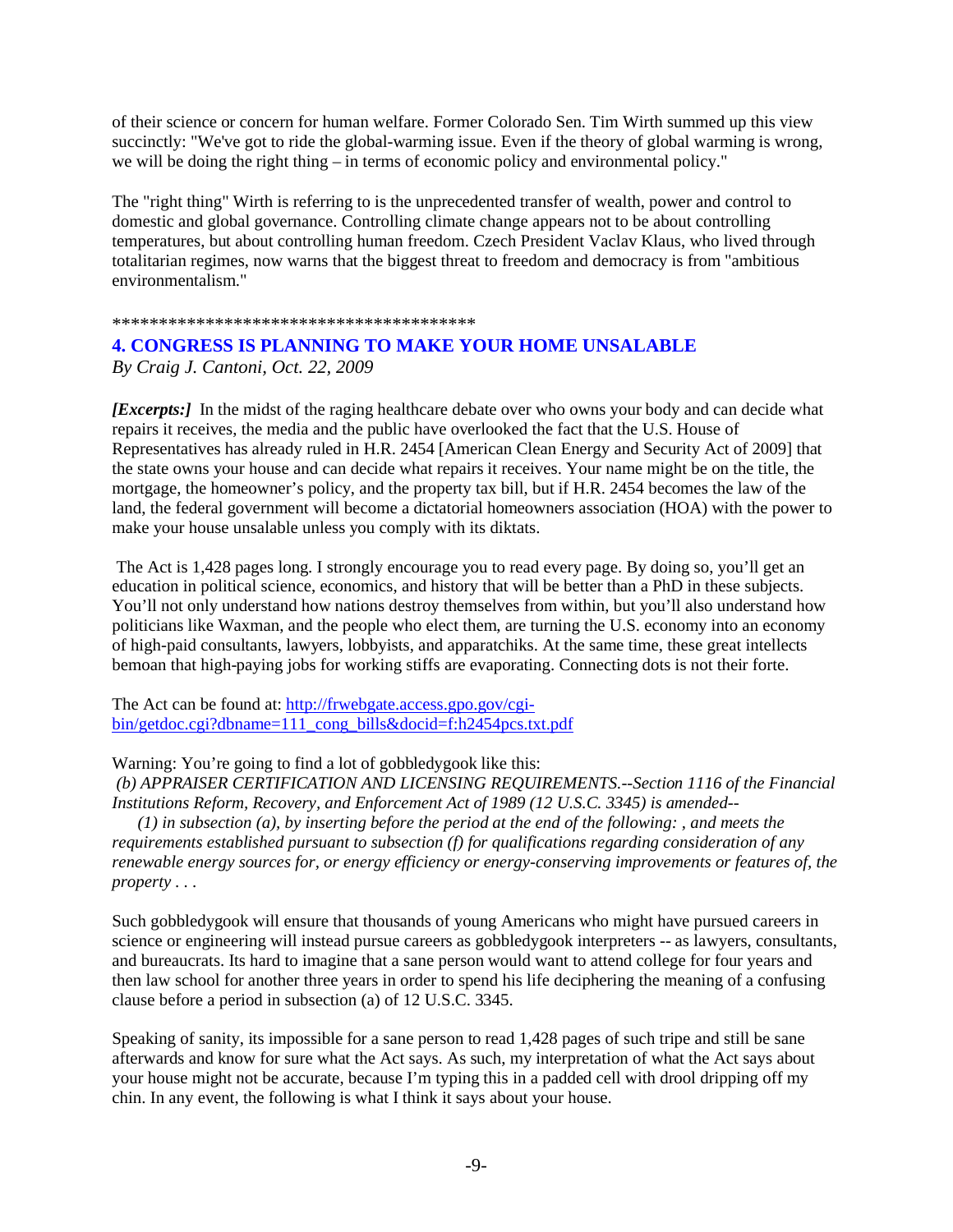of their science or concern for human welfare. Former Colorado Sen. Tim Wirth summed up this view succinctly: "We've got to ride the global-warming issue. Even if the theory of global warming is wrong, we will be doing the right thing – in terms of economic policy and environmental policy."

The "right thing" Wirth is referring to is the unprecedented transfer of wealth, power and control to domestic and global governance. Controlling climate change appears not to be about controlling temperatures, but about controlling human freedom. Czech President Vaclav Klaus, who lived through totalitarian regimes, now warns that the biggest threat to freedom and democracy is from "ambitious environmentalism."

****************************************

## 4. CONGRESS IS PLANNING TO MAKE YOUR HOME UNSALABLE

*By Craig J. Cantoni, Oct. 22, 2009*

***[Excerpts:]*** In the midst of the raging healthcare debate over who owns your body and can decide what repairs it receives, the media and the public have overlooked the fact that the U.S. House of Representatives has already ruled in H.R. 2454 [American Clean Energy and Security Act of 2009] that the state owns your house and can decide what repairs it receives. Your name might be on the title, the mortgage, the homeowner's policy, and the property tax bill, but if H.R. 2454 becomes the law of the land, the federal government will become a dictatorial homeowners association (HOA) with the power to make your house unsalable unless you comply with its diktats.

The Act is 1,428 pages long. I strongly encourage you to read every page. By doing so, you'll get an education in political science, economics, and history that will be better than a PhD in these subjects. You'll not only understand how nations destroy themselves from within, but you'll also understand how politicians like Waxman, and the people who elect them, are turning the U.S. economy into an economy of high-paid consultants, lawyers, lobbyists, and apparatchiks. At the same time, these great intellects bemoan that high-paying jobs for working stiffs are evaporating. Connecting dots is not their forte.

The Act can be found at: [http://frwebgate.access.gpo.gov/cgi-bin/getdoc.cgi?dbname=111_cong_bills&docid=f:h2454pcs.txt.pdf](http://frwebgate.access.gpo.gov/cgi-bin/getdoc.cgi?dbname=111_cong_bills&docid=f:h2454pcs.txt.pdf)

Warning: You're going to find a lot of gobbledygook like this:

*(b) APPRAISER CERTIFICATION AND LICENSING REQUIREMENTS.--Section 1116 of the Financial Institutions Reform, Recovery, and Enforcement Act of 1989 (12 U.S.C. 3345) is amended--*

*(1) in subsection (a), by inserting before the period at the end of the following: , and meets the requirements established pursuant to subsection (f) for qualifications regarding consideration of any renewable energy sources for, or energy efficiency or energy-conserving improvements or features of, the property . . .*

Such gobbledygook will ensure that thousands of young Americans who might have pursued careers in science or engineering will instead pursue careers as gobbledygook interpreters -- as lawyers, consultants, and bureaucrats. Its hard to imagine that a sane person would want to attend college for four years and then law school for another three years in order to spend his life deciphering the meaning of a confusing clause before a period in subsection (a) of 12 U.S.C. 3345.

Speaking of sanity, its impossible for a sane person to read 1,428 pages of such tripe and still be sane afterwards and know for sure what the Act says. As such, my interpretation of what the Act says about your house might not be accurate, because I'm typing this in a padded cell with drool dripping off my chin. In any event, the following is what I think it says about your house.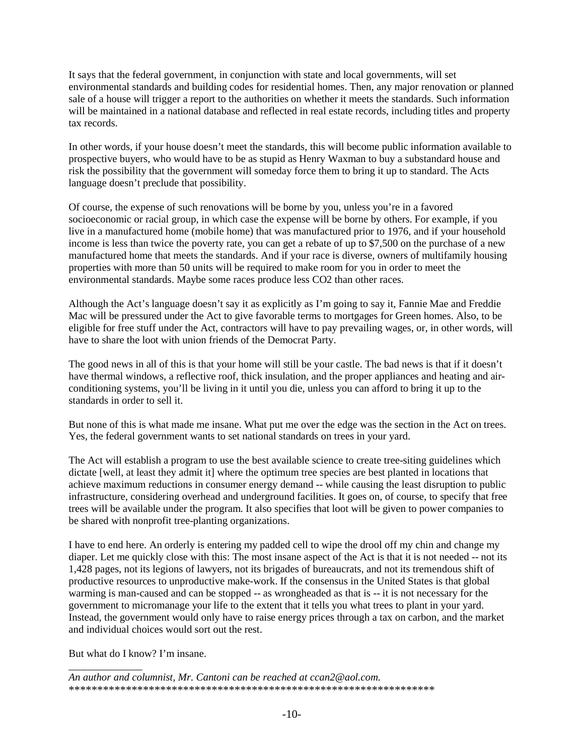It says that the federal government, in conjunction with state and local governments, will set environmental standards and building codes for residential homes. Then, any major renovation or planned sale of a house will trigger a report to the authorities on whether it meets the standards. Such information will be maintained in a national database and reflected in real estate records, including titles and property tax records.

In other words, if your house doesn't meet the standards, this will become public information available to prospective buyers, who would have to be as stupid as Henry Waxman to buy a substandard house and risk the possibility that the government will someday force them to bring it up to standard. The Acts language doesn't preclude that possibility.

Of course, the expense of such renovations will be borne by you, unless you're in a favored socioeconomic or racial group, in which case the expense will be borne by others. For example, if you live in a manufactured home (mobile home) that was manufactured prior to 1976, and if your household income is less than twice the poverty rate, you can get a rebate of up to $7,500 on the purchase of a new manufactured home that meets the standards. And if your race is diverse, owners of multifamily housing properties with more than 50 units will be required to make room for you in order to meet the environmental standards. Maybe some races produce less CO2 than other races.

Although the Act's language doesn't say it as explicitly as I'm going to say it, Fannie Mae and Freddie Mac will be pressured under the Act to give favorable terms to mortgages for Green homes. Also, to be eligible for free stuff under the Act, contractors will have to pay prevailing wages, or, in other words, will have to share the loot with union friends of the Democrat Party.

The good news in all of this is that your home will still be your castle. The bad news is that if it doesn't have thermal windows, a reflective roof, thick insulation, and the proper appliances and heating and air-conditioning systems, you'll be living in it until you die, unless you can afford to bring it up to the standards in order to sell it.

But none of this is what made me insane. What put me over the edge was the section in the Act on trees. Yes, the federal government wants to set national standards on trees in your yard.

The Act will establish a program to use the best available science to create tree-siting guidelines which dictate [well, at least they admit it] where the optimum tree species are best planted in locations that achieve maximum reductions in consumer energy demand -- while causing the least disruption to public infrastructure, considering overhead and underground facilities. It goes on, of course, to specify that free trees will be available under the program. It also specifies that loot will be given to power companies to be shared with nonprofit tree-planting organizations.

I have to end here. An orderly is entering my padded cell to wipe the drool off my chin and change my diaper. Let me quickly close with this: The most insane aspect of the Act is that it is not needed -- not its 1,428 pages, not its legions of lawyers, not its brigades of bureaucrats, and not its tremendous shift of productive resources to unproductive make-work. If the consensus in the United States is that global warming is man-caused and can be stopped -- as wrongheaded as that is -- it is not necessary for the government to micromanage your life to the extent that it tells you what trees to plant in your yard. Instead, the government would only have to raise energy prices through a tax on carbon, and the market and individual choices would sort out the rest.

But what do I know? I'm insane.

_____________

*An author and columnist, Mr. Cantoni can be reached at ccan2@aol.com.*

*****************************************************************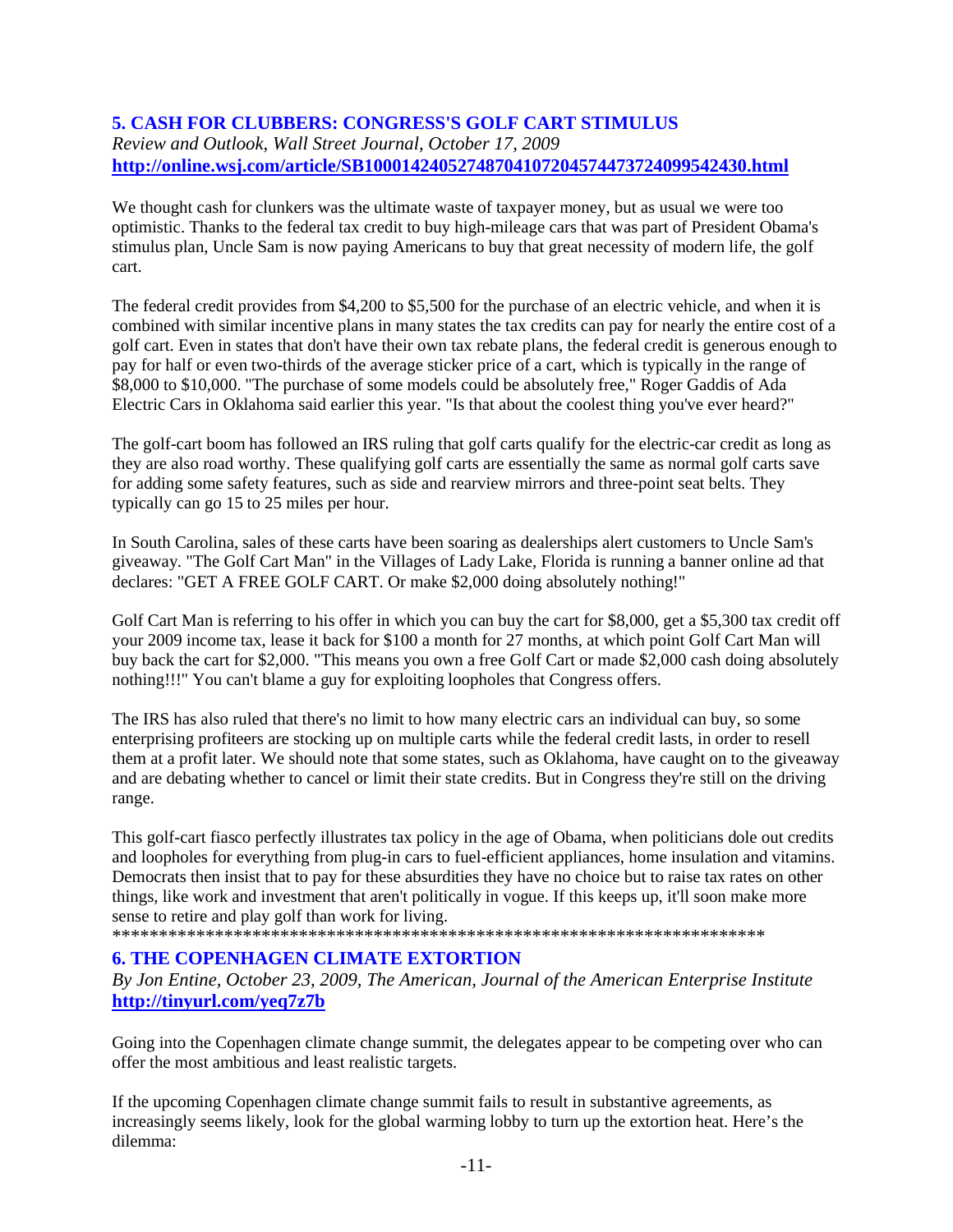## 5. CASH FOR CLUBBERS: CONGRESS'S GOLF CART STIMULUS

*Review and Outlook, Wall Street Journal, October 17, 2009*
**http://online.wsj.com/article/SB10001424052748704107204574473724099542430.html**

We thought cash for clunkers was the ultimate waste of taxpayer money, but as usual we were too optimistic. Thanks to the federal tax credit to buy high-mileage cars that was part of President Obama's stimulus plan, Uncle Sam is now paying Americans to buy that great necessity of modern life, the golf cart.

The federal credit provides from $4,200 to $5,500 for the purchase of an electric vehicle, and when it is combined with similar incentive plans in many states the tax credits can pay for nearly the entire cost of a golf cart. Even in states that don't have their own tax rebate plans, the federal credit is generous enough to pay for half or even two-thirds of the average sticker price of a cart, which is typically in the range of $8,000 to $10,000. "The purchase of some models could be absolutely free," Roger Gaddis of Ada Electric Cars in Oklahoma said earlier this year. "Is that about the coolest thing you've ever heard?"

The golf-cart boom has followed an IRS ruling that golf carts qualify for the electric-car credit as long as they are also road worthy. These qualifying golf carts are essentially the same as normal golf carts save for adding some safety features, such as side and rearview mirrors and three-point seat belts. They typically can go 15 to 25 miles per hour.

In South Carolina, sales of these carts have been soaring as dealerships alert customers to Uncle Sam's giveaway. "The Golf Cart Man" in the Villages of Lady Lake, Florida is running a banner online ad that declares: "GET A FREE GOLF CART. Or make $2,000 doing absolutely nothing!"

Golf Cart Man is referring to his offer in which you can buy the cart for $8,000, get a $5,300 tax credit off your 2009 income tax, lease it back for $100 a month for 27 months, at which point Golf Cart Man will buy back the cart for $2,000. "This means you own a free Golf Cart or made $2,000 cash doing absolutely nothing!!!" You can't blame a guy for exploiting loopholes that Congress offers.

The IRS has also ruled that there's no limit to how many electric cars an individual can buy, so some enterprising profiteers are stocking up on multiple carts while the federal credit lasts, in order to resell them at a profit later. We should note that some states, such as Oklahoma, have caught on to the giveaway and are debating whether to cancel or limit their state credits. But in Congress they're still on the driving range.

This golf-cart fiasco perfectly illustrates tax policy in the age of Obama, when politicians dole out credits and loopholes for everything from plug-in cars to fuel-efficient appliances, home insulation and vitamins. Democrats then insist that to pay for these absurdities they have no choice but to raise tax rates on other things, like work and investment that aren't politically in vogue. If this keeps up, it'll soon make more sense to retire and play golf than work for living.

************************************************************************

## 6. THE COPENHAGEN CLIMATE EXTORTION

*By Jon Entine, October 23, 2009, The American, Journal of the American Enterprise Institute*
**http://tinyurl.com/yeq7z7b**

Going into the Copenhagen climate change summit, the delegates appear to be competing over who can offer the most ambitious and least realistic targets.

If the upcoming Copenhagen climate change summit fails to result in substantive agreements, as increasingly seems likely, look for the global warming lobby to turn up the extortion heat. Here's the dilemma: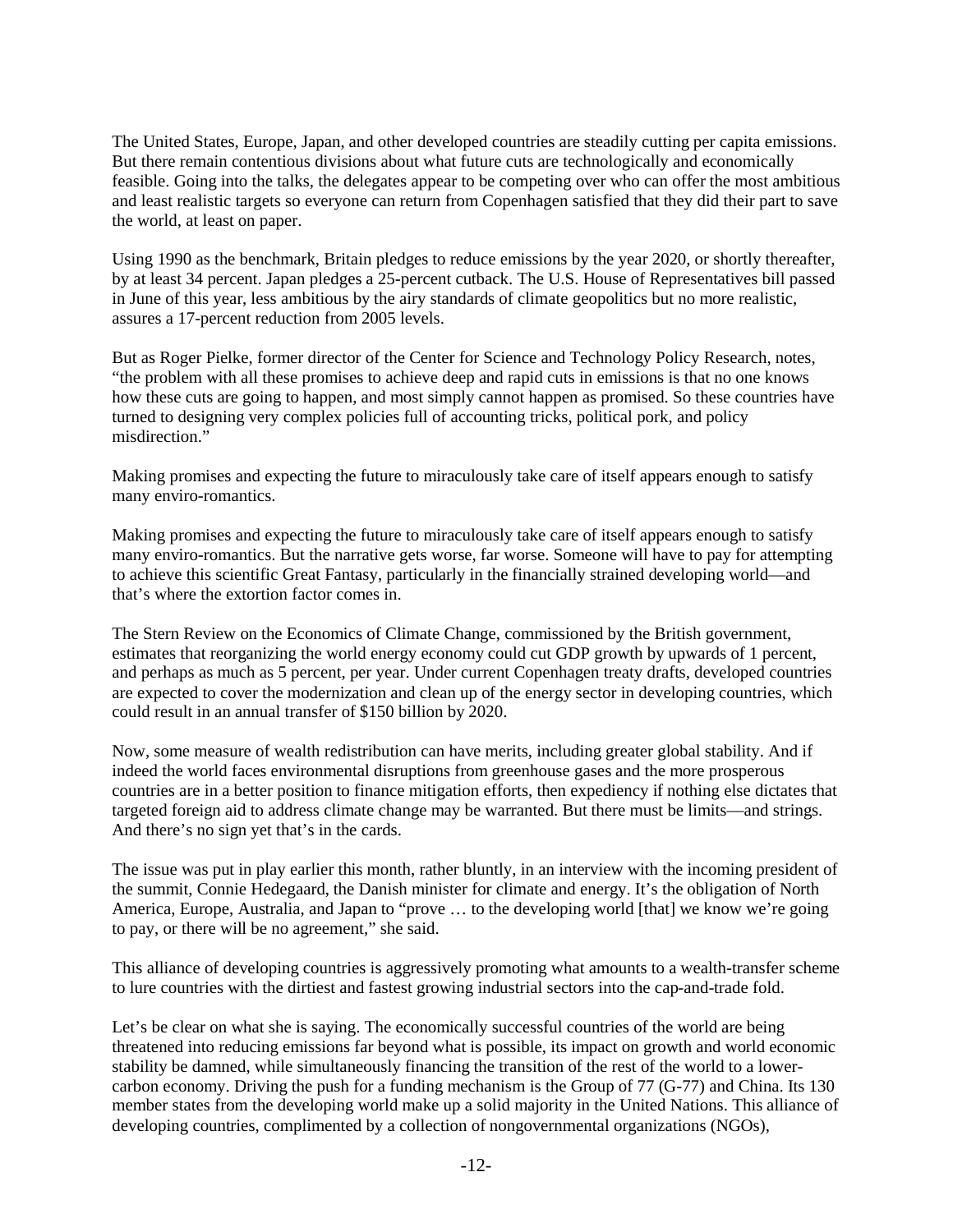The United States, Europe, Japan, and other developed countries are steadily cutting per capita emissions. But there remain contentious divisions about what future cuts are technologically and economically feasible. Going into the talks, the delegates appear to be competing over who can offer the most ambitious and least realistic targets so everyone can return from Copenhagen satisfied that they did their part to save the world, at least on paper.

Using 1990 as the benchmark, Britain pledges to reduce emissions by the year 2020, or shortly thereafter, by at least 34 percent. Japan pledges a 25-percent cutback. The U.S. House of Representatives bill passed in June of this year, less ambitious by the airy standards of climate geopolitics but no more realistic, assures a 17-percent reduction from 2005 levels.

But as Roger Pielke, former director of the Center for Science and Technology Policy Research, notes, "the problem with all these promises to achieve deep and rapid cuts in emissions is that no one knows how these cuts are going to happen, and most simply cannot happen as promised. So these countries have turned to designing very complex policies full of accounting tricks, political pork, and policy misdirection."

Making promises and expecting the future to miraculously take care of itself appears enough to satisfy many enviro-romantics.

Making promises and expecting the future to miraculously take care of itself appears enough to satisfy many enviro-romantics. But the narrative gets worse, far worse. Someone will have to pay for attempting to achieve this scientific Great Fantasy, particularly in the financially strained developing world—and that's where the extortion factor comes in.

The Stern Review on the Economics of Climate Change, commissioned by the British government, estimates that reorganizing the world energy economy could cut GDP growth by upwards of 1 percent, and perhaps as much as 5 percent, per year. Under current Copenhagen treaty drafts, developed countries are expected to cover the modernization and clean up of the energy sector in developing countries, which could result in an annual transfer of $150 billion by 2020.

Now, some measure of wealth redistribution can have merits, including greater global stability. And if indeed the world faces environmental disruptions from greenhouse gases and the more prosperous countries are in a better position to finance mitigation efforts, then expediency if nothing else dictates that targeted foreign aid to address climate change may be warranted. But there must be limits—and strings. And there's no sign yet that's in the cards.

The issue was put in play earlier this month, rather bluntly, in an interview with the incoming president of the summit, Connie Hedegaard, the Danish minister for climate and energy. It's the obligation of North America, Europe, Australia, and Japan to "prove … to the developing world [that] we know we're going to pay, or there will be no agreement," she said.

This alliance of developing countries is aggressively promoting what amounts to a wealth-transfer scheme to lure countries with the dirtiest and fastest growing industrial sectors into the cap-and-trade fold.

Let's be clear on what she is saying. The economically successful countries of the world are being threatened into reducing emissions far beyond what is possible, its impact on growth and world economic stability be damned, while simultaneously financing the transition of the rest of the world to a lower-carbon economy. Driving the push for a funding mechanism is the Group of 77 (G-77) and China. Its 130 member states from the developing world make up a solid majority in the United Nations. This alliance of developing countries, complimented by a collection of nongovernmental organizations (NGOs),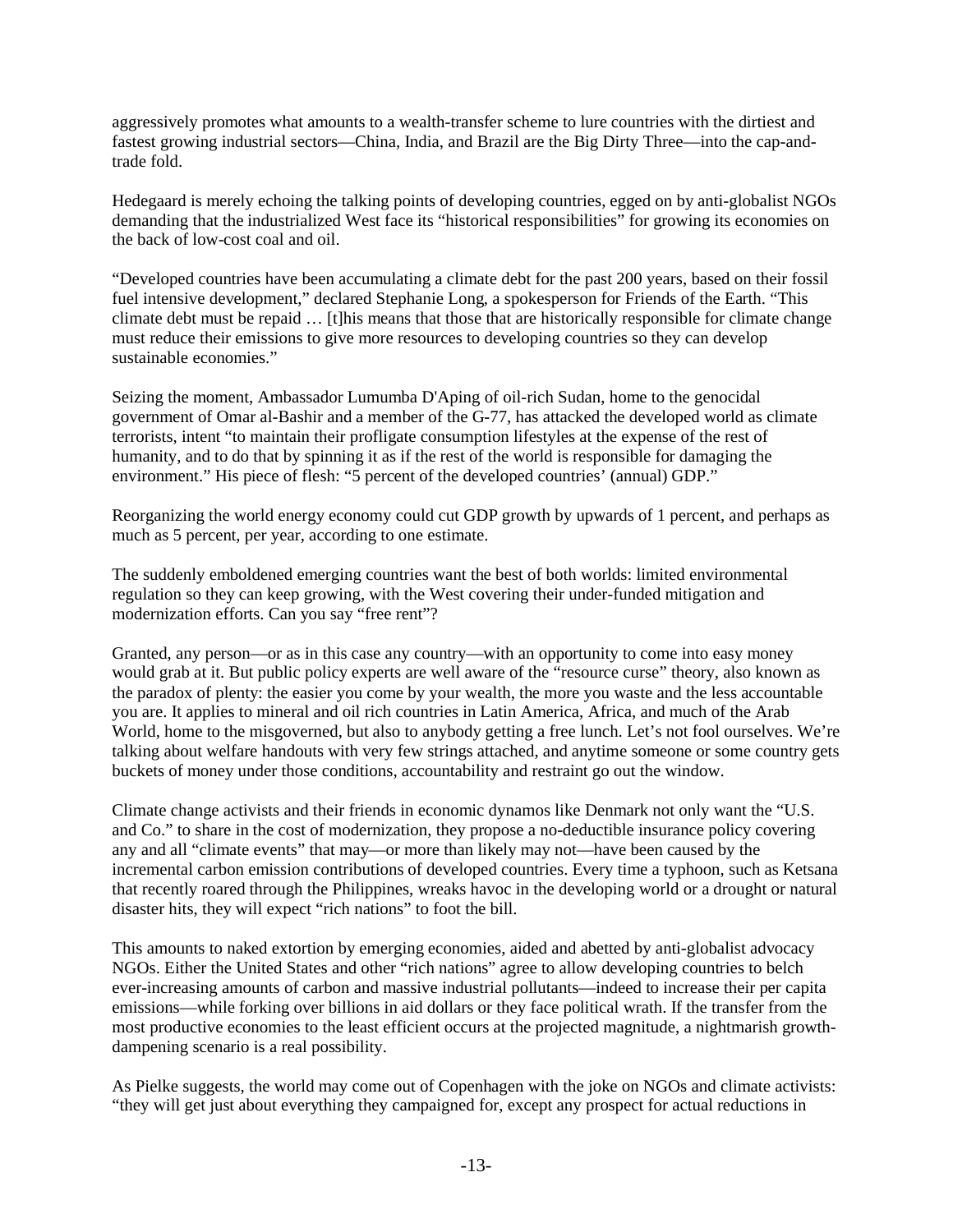aggressively promotes what amounts to a wealth-transfer scheme to lure countries with the dirtiest and fastest growing industrial sectors—China, India, and Brazil are the Big Dirty Three—into the cap-and-trade fold.

Hedegaard is merely echoing the talking points of developing countries, egged on by anti-globalist NGOs demanding that the industrialized West face its "historical responsibilities" for growing its economies on the back of low-cost coal and oil.

"Developed countries have been accumulating a climate debt for the past 200 years, based on their fossil fuel intensive development," declared Stephanie Long, a spokesperson for Friends of the Earth. "This climate debt must be repaid … [t]his means that those that are historically responsible for climate change must reduce their emissions to give more resources to developing countries so they can develop sustainable economies."

Seizing the moment, Ambassador Lumumba D'Aping of oil-rich Sudan, home to the genocidal government of Omar al-Bashir and a member of the G-77, has attacked the developed world as climate terrorists, intent "to maintain their profligate consumption lifestyles at the expense of the rest of humanity, and to do that by spinning it as if the rest of the world is responsible for damaging the environment." His piece of flesh: "5 percent of the developed countries' (annual) GDP."

Reorganizing the world energy economy could cut GDP growth by upwards of 1 percent, and perhaps as much as 5 percent, per year, according to one estimate.

The suddenly emboldened emerging countries want the best of both worlds: limited environmental regulation so they can keep growing, with the West covering their under-funded mitigation and modernization efforts. Can you say "free rent"?

Granted, any person—or as in this case any country—with an opportunity to come into easy money would grab at it. But public policy experts are well aware of the "resource curse" theory, also known as the paradox of plenty: the easier you come by your wealth, the more you waste and the less accountable you are. It applies to mineral and oil rich countries in Latin America, Africa, and much of the Arab World, home to the misgoverned, but also to anybody getting a free lunch. Let's not fool ourselves. We're talking about welfare handouts with very few strings attached, and anytime someone or some country gets buckets of money under those conditions, accountability and restraint go out the window.

Climate change activists and their friends in economic dynamos like Denmark not only want the "U.S. and Co." to share in the cost of modernization, they propose a no-deductible insurance policy covering any and all "climate events" that may—or more than likely may not—have been caused by the incremental carbon emission contributions of developed countries. Every time a typhoon, such as Ketsana that recently roared through the Philippines, wreaks havoc in the developing world or a drought or natural disaster hits, they will expect "rich nations" to foot the bill.

This amounts to naked extortion by emerging economies, aided and abetted by anti-globalist advocacy NGOs. Either the United States and other "rich nations" agree to allow developing countries to belch ever-increasing amounts of carbon and massive industrial pollutants—indeed to increase their per capita emissions—while forking over billions in aid dollars or they face political wrath. If the transfer from the most productive economies to the least efficient occurs at the projected magnitude, a nightmarish growth-dampening scenario is a real possibility.

As Pielke suggests, the world may come out of Copenhagen with the joke on NGOs and climate activists: "they will get just about everything they campaigned for, except any prospect for actual reductions in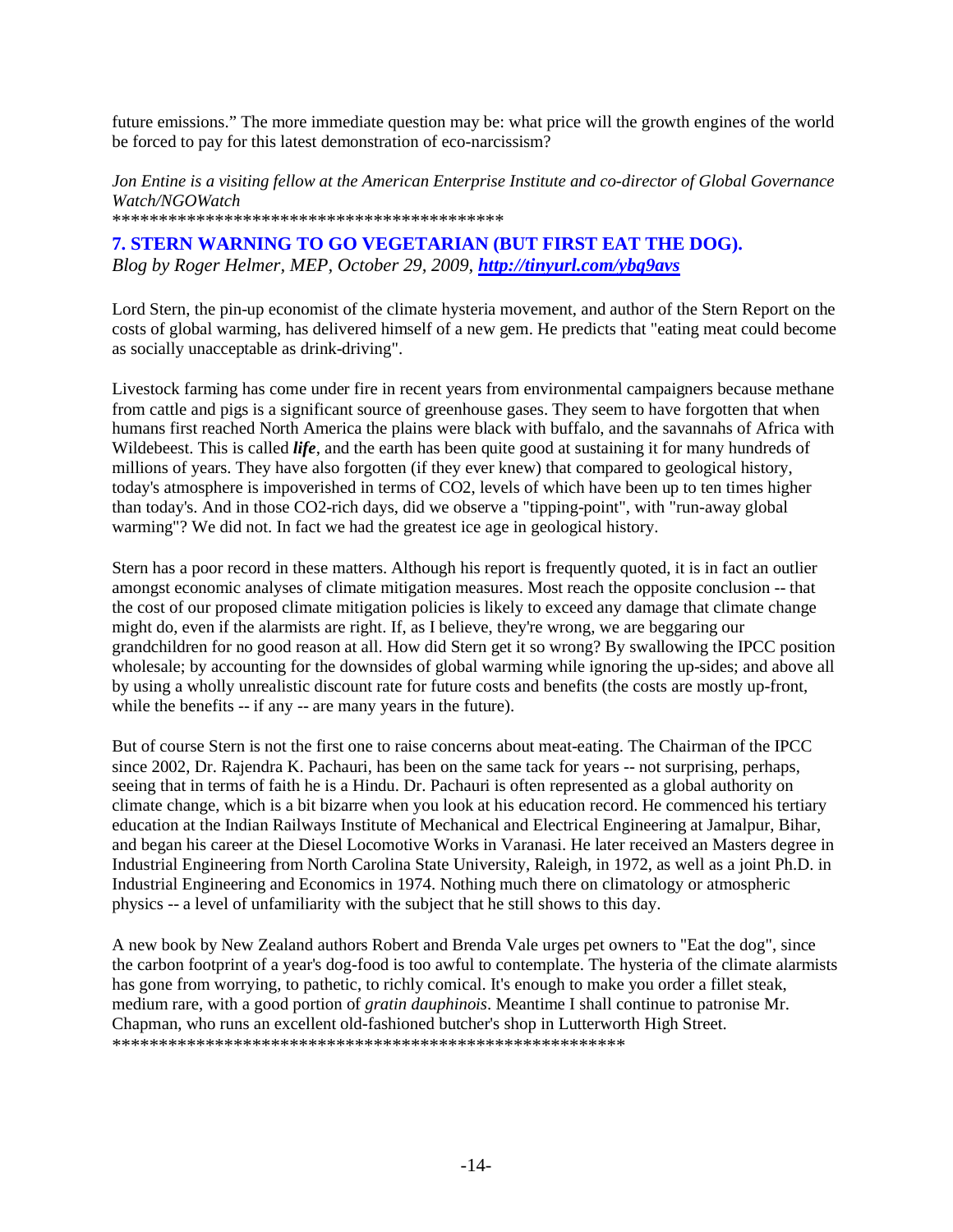future emissions." The more immediate question may be: what price will the growth engines of the world be forced to pay for this latest demonstration of eco-narcissism?

*Jon Entine is a visiting fellow at the American Enterprise Institute and co-director of Global Governance Watch/NGOWatch*

******************************************

## 7. STERN WARNING TO GO VEGETARIAN (BUT FIRST EAT THE DOG).

*Blog by Roger Helmer, MEP, October 29, 2009,* ***http://tinyurl.com/ybq9avs***

Lord Stern, the pin-up economist of the climate hysteria movement, and author of the Stern Report on the costs of global warming, has delivered himself of a new gem. He predicts that "eating meat could become as socially unacceptable as drink-driving".

Livestock farming has come under fire in recent years from environmental campaigners because methane from cattle and pigs is a significant source of greenhouse gases. They seem to have forgotten that when humans first reached North America the plains were black with buffalo, and the savannahs of Africa with Wildebeest. This is called ***life***, and the earth has been quite good at sustaining it for many hundreds of millions of years. They have also forgotten (if they ever knew) that compared to geological history, today's atmosphere is impoverished in terms of $CO_2$, levels of which have been up to ten times higher than today's. And in those $CO_2$-rich days, did we observe a "tipping-point", with "run-away global warming"? We did not. In fact we had the greatest ice age in geological history.

Stern has a poor record in these matters. Although his report is frequently quoted, it is in fact an outlier amongst economic analyses of climate mitigation measures. Most reach the opposite conclusion -- that the cost of our proposed climate mitigation policies is likely to exceed any damage that climate change might do, even if the alarmists are right. If, as I believe, they're wrong, we are beggaring our grandchildren for no good reason at all. How did Stern get it so wrong? By swallowing the IPCC position wholesale; by accounting for the downsides of global warming while ignoring the up-sides; and above all by using a wholly unrealistic discount rate for future costs and benefits (the costs are mostly up-front, while the benefits -- if any -- are many years in the future).

But of course Stern is not the first one to raise concerns about meat-eating. The Chairman of the IPCC since 2002, Dr. Rajendra K. Pachauri, has been on the same tack for years -- not surprising, perhaps, seeing that in terms of faith he is a Hindu. Dr. Pachauri is often represented as a global authority on climate change, which is a bit bizarre when you look at his education record. He commenced his tertiary education at the Indian Railways Institute of Mechanical and Electrical Engineering at Jamalpur, Bihar, and began his career at the Diesel Locomotive Works in Varanasi. He later received an Masters degree in Industrial Engineering from North Carolina State University, Raleigh, in 1972, as well as a joint Ph.D. in Industrial Engineering and Economics in 1974. Nothing much there on climatology or atmospheric physics -- a level of unfamiliarity with the subject that he still shows to this day.

A new book by New Zealand authors Robert and Brenda Vale urges pet owners to "Eat the dog", since the carbon footprint of a year's dog-food is too awful to contemplate. The hysteria of the climate alarmists has gone from worrying, to pathetic, to richly comical. It's enough to make you order a fillet steak, medium rare, with a good portion of *gratin dauphinois*. Meantime I shall continue to patronise Mr. Chapman, who runs an excellent old-fashioned butcher's shop in Lutterworth High Street.

*******************************************************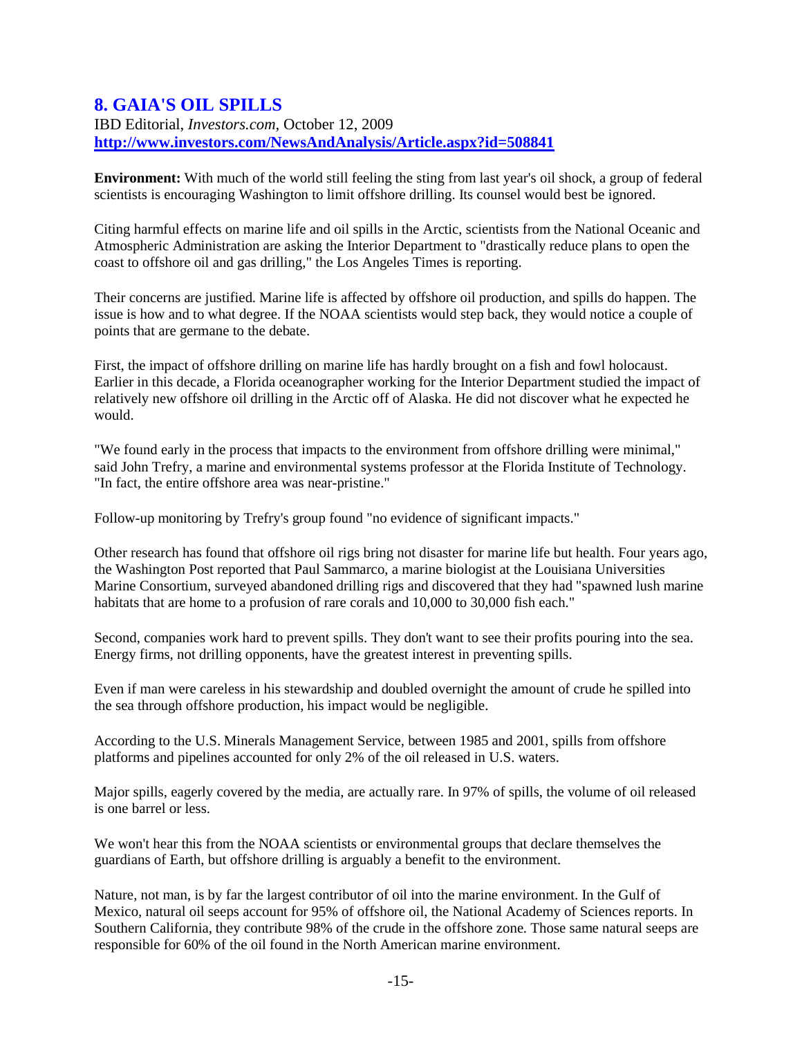## 8. GAIA'S OIL SPILLS

IBD Editorial, *Investors.com,* October 12, 2009
**http://www.investors.com/NewsAndAnalysis/Article.aspx?id=508841**

**Environment:** With much of the world still feeling the sting from last year's oil shock, a group of federal scientists is encouraging Washington to limit offshore drilling. Its counsel would best be ignored.

Citing harmful effects on marine life and oil spills in the Arctic, scientists from the National Oceanic and Atmospheric Administration are asking the Interior Department to "drastically reduce plans to open the coast to offshore oil and gas drilling," the Los Angeles Times is reporting.

Their concerns are justified. Marine life is affected by offshore oil production, and spills do happen. The issue is how and to what degree. If the NOAA scientists would step back, they would notice a couple of points that are germane to the debate.

First, the impact of offshore drilling on marine life has hardly brought on a fish and fowl holocaust. Earlier in this decade, a Florida oceanographer working for the Interior Department studied the impact of relatively new offshore oil drilling in the Arctic off of Alaska. He did not discover what he expected he would.

"We found early in the process that impacts to the environment from offshore drilling were minimal," said John Trefry, a marine and environmental systems professor at the Florida Institute of Technology. "In fact, the entire offshore area was near-pristine."

Follow-up monitoring by Trefry's group found "no evidence of significant impacts."

Other research has found that offshore oil rigs bring not disaster for marine life but health. Four years ago, the Washington Post reported that Paul Sammarco, a marine biologist at the Louisiana Universities Marine Consortium, surveyed abandoned drilling rigs and discovered that they had "spawned lush marine habitats that are home to a profusion of rare corals and 10,000 to 30,000 fish each."

Second, companies work hard to prevent spills. They don't want to see their profits pouring into the sea. Energy firms, not drilling opponents, have the greatest interest in preventing spills.

Even if man were careless in his stewardship and doubled overnight the amount of crude he spilled into the sea through offshore production, his impact would be negligible.

According to the U.S. Minerals Management Service, between 1985 and 2001, spills from offshore platforms and pipelines accounted for only 2% of the oil released in U.S. waters.

Major spills, eagerly covered by the media, are actually rare. In 97% of spills, the volume of oil released is one barrel or less.

We won't hear this from the NOAA scientists or environmental groups that declare themselves the guardians of Earth, but offshore drilling is arguably a benefit to the environment.

Nature, not man, is by far the largest contributor of oil into the marine environment. In the Gulf of Mexico, natural oil seeps account for 95% of offshore oil, the National Academy of Sciences reports. In Southern California, they contribute 98% of the crude in the offshore zone. Those same natural seeps are responsible for 60% of the oil found in the North American marine environment.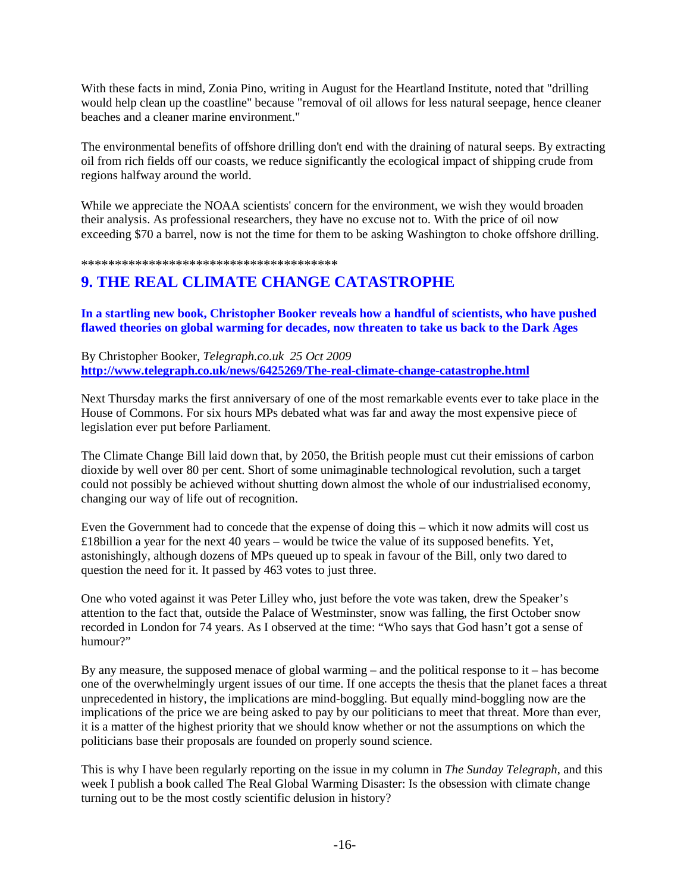With these facts in mind, Zonia Pino, writing in August for the Heartland Institute, noted that "drilling would help clean up the coastline" because "removal of oil allows for less natural seepage, hence cleaner beaches and a cleaner marine environment."

The environmental benefits of offshore drilling don't end with the draining of natural seeps. By extracting oil from rich fields off our coasts, we reduce significantly the ecological impact of shipping crude from regions halfway around the world.

While we appreciate the NOAA scientists' concern for the environment, we wish they would broaden their analysis. As professional researchers, they have no excuse not to. With the price of oil now exceeding $70 a barrel, now is not the time for them to be asking Washington to choke offshore drilling.

**************************************

## 9. THE REAL CLIMATE CHANGE CATASTROPHE

**In a startling new book, Christopher Booker reveals how a handful of scientists, who have pushed flawed theories on global warming for decades, now threaten to take us back to the Dark Ages**

By Christopher Booker, *Telegraph.co.uk 25 Oct 2009*
**http://www.telegraph.co.uk/news/6425269/The-real-climate-change-catastrophe.html**

Next Thursday marks the first anniversary of one of the most remarkable events ever to take place in the House of Commons. For six hours MPs debated what was far and away the most expensive piece of legislation ever put before Parliament.

The Climate Change Bill laid down that, by 2050, the British people must cut their emissions of carbon dioxide by well over 80 per cent. Short of some unimaginable technological revolution, such a target could not possibly be achieved without shutting down almost the whole of our industrialised economy, changing our way of life out of recognition.

Even the Government had to concede that the expense of doing this – which it now admits will cost us £18billion a year for the next 40 years – would be twice the value of its supposed benefits. Yet, astonishingly, although dozens of MPs queued up to speak in favour of the Bill, only two dared to question the need for it. It passed by 463 votes to just three.

One who voted against it was Peter Lilley who, just before the vote was taken, drew the Speaker's attention to the fact that, outside the Palace of Westminster, snow was falling, the first October snow recorded in London for 74 years. As I observed at the time: "Who says that God hasn't got a sense of humour?"

By any measure, the supposed menace of global warming – and the political response to it – has become one of the overwhelmingly urgent issues of our time. If one accepts the thesis that the planet faces a threat unprecedented in history, the implications are mind-boggling. But equally mind-boggling now are the implications of the price we are being asked to pay by our politicians to meet that threat. More than ever, it is a matter of the highest priority that we should know whether or not the assumptions on which the politicians base their proposals are founded on properly sound science.

This is why I have been regularly reporting on the issue in my column in *The Sunday Telegraph*, and this week I publish a book called The Real Global Warming Disaster: Is the obsession with climate change turning out to be the most costly scientific delusion in history?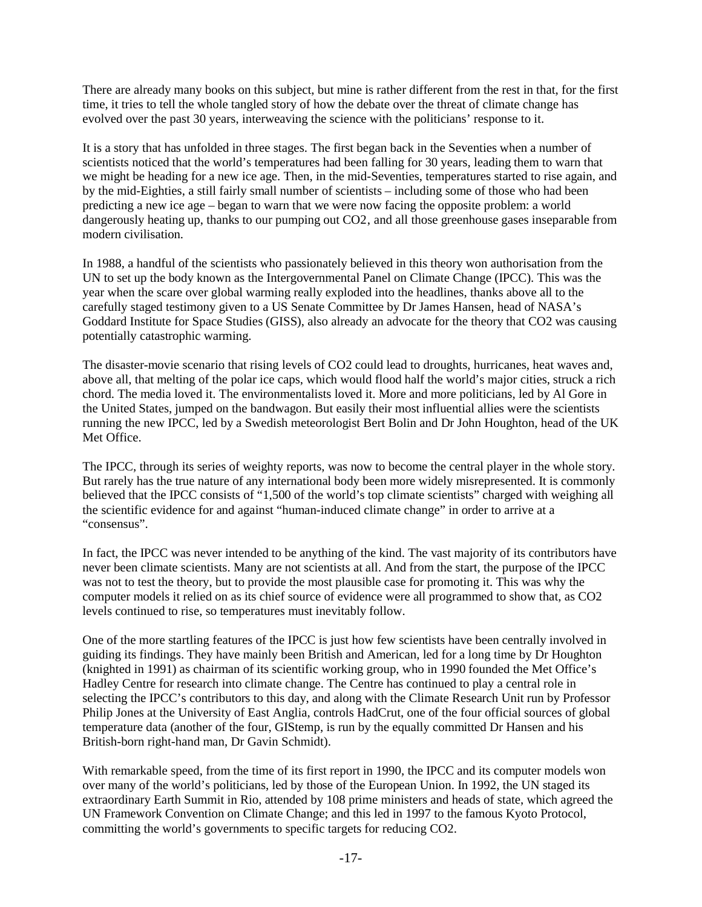There are already many books on this subject, but mine is rather different from the rest in that, for the first time, it tries to tell the whole tangled story of how the debate over the threat of climate change has evolved over the past 30 years, interweaving the science with the politicians' response to it.

It is a story that has unfolded in three stages. The first began back in the Seventies when a number of scientists noticed that the world's temperatures had been falling for 30 years, leading them to warn that we might be heading for a new ice age. Then, in the mid-Seventies, temperatures started to rise again, and by the mid-Eighties, a still fairly small number of scientists – including some of those who had been predicting a new ice age – began to warn that we were now facing the opposite problem: a world dangerously heating up, thanks to our pumping out $CO_2$, and all those greenhouse gases inseparable from modern civilisation.

In 1988, a handful of the scientists who passionately believed in this theory won authorisation from the UN to set up the body known as the Intergovernmental Panel on Climate Change (IPCC). This was the year when the scare over global warming really exploded into the headlines, thanks above all to the carefully staged testimony given to a US Senate Committee by Dr James Hansen, head of NASA's Goddard Institute for Space Studies (GISS), also already an advocate for the theory that CO2 was causing potentially catastrophic warming.

The disaster-movie scenario that rising levels of CO2 could lead to droughts, hurricanes, heat waves and, above all, that melting of the polar ice caps, which would flood half the world's major cities, struck a rich chord. The media loved it. The environmentalists loved it. More and more politicians, led by Al Gore in the United States, jumped on the bandwagon. But easily their most influential allies were the scientists running the new IPCC, led by a Swedish meteorologist Bert Bolin and Dr John Houghton, head of the UK Met Office.

The IPCC, through its series of weighty reports, was now to become the central player in the whole story. But rarely has the true nature of any international body been more widely misrepresented. It is commonly believed that the IPCC consists of "1,500 of the world's top climate scientists" charged with weighing all the scientific evidence for and against "human-induced climate change" in order to arrive at a "consensus".

In fact, the IPCC was never intended to be anything of the kind. The vast majority of its contributors have never been climate scientists. Many are not scientists at all. And from the start, the purpose of the IPCC was not to test the theory, but to provide the most plausible case for promoting it. This was why the computer models it relied on as its chief source of evidence were all programmed to show that, as CO2 levels continued to rise, so temperatures must inevitably follow.

One of the more startling features of the IPCC is just how few scientists have been centrally involved in guiding its findings. They have mainly been British and American, led for a long time by Dr Houghton (knighted in 1991) as chairman of its scientific working group, who in 1990 founded the Met Office's Hadley Centre for research into climate change. The Centre has continued to play a central role in selecting the IPCC's contributors to this day, and along with the Climate Research Unit run by Professor Philip Jones at the University of East Anglia, controls HadCrut, one of the four official sources of global temperature data (another of the four, GIStemp, is run by the equally committed Dr Hansen and his British-born right-hand man, Dr Gavin Schmidt).

With remarkable speed, from the time of its first report in 1990, the IPCC and its computer models won over many of the world's politicians, led by those of the European Union. In 1992, the UN staged its extraordinary Earth Summit in Rio, attended by 108 prime ministers and heads of state, which agreed the UN Framework Convention on Climate Change; and this led in 1997 to the famous Kyoto Protocol, committing the world's governments to specific targets for reducing CO2.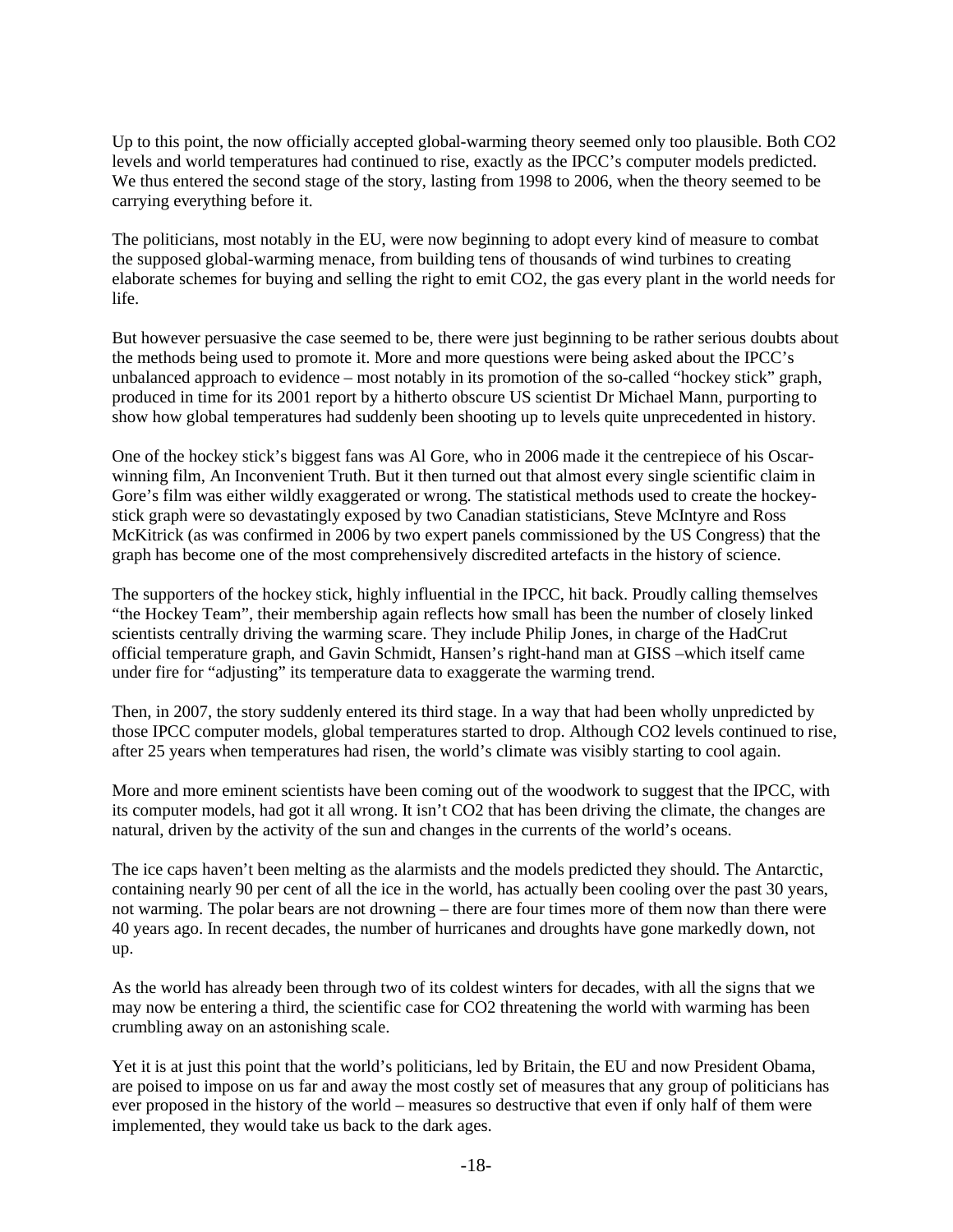Up to this point, the now officially accepted global-warming theory seemed only too plausible. Both $CO_2$ levels and world temperatures had continued to rise, exactly as the IPCC's computer models predicted. We thus entered the second stage of the story, lasting from 1998 to 2006, when the theory seemed to be carrying everything before it.

The politicians, most notably in the EU, were now beginning to adopt every kind of measure to combat the supposed global-warming menace, from building tens of thousands of wind turbines to creating elaborate schemes for buying and selling the right to emit $CO_2$, the gas every plant in the world needs for life.

But however persuasive the case seemed to be, there were just beginning to be rather serious doubts about the methods being used to promote it. More and more questions were being asked about the IPCC's unbalanced approach to evidence – most notably in its promotion of the so-called "hockey stick" graph, produced in time for its 2001 report by a hitherto obscure US scientist Dr Michael Mann, purporting to show how global temperatures had suddenly been shooting up to levels quite unprecedented in history.

One of the hockey stick's biggest fans was Al Gore, who in 2006 made it the centrepiece of his Oscar-winning film, An Inconvenient Truth. But it then turned out that almost every single scientific claim in Gore's film was either wildly exaggerated or wrong. The statistical methods used to create the hockey-stick graph were so devastatingly exposed by two Canadian statisticians, Steve McIntyre and Ross McKitrick (as was confirmed in 2006 by two expert panels commissioned by the US Congress) that the graph has become one of the most comprehensively discredited artefacts in the history of science.

The supporters of the hockey stick, highly influential in the IPCC, hit back. Proudly calling themselves "the Hockey Team", their membership again reflects how small has been the number of closely linked scientists centrally driving the warming scare. They include Philip Jones, in charge of the HadCrut official temperature graph, and Gavin Schmidt, Hansen's right-hand man at GISS –which itself came under fire for "adjusting" its temperature data to exaggerate the warming trend.

Then, in 2007, the story suddenly entered its third stage. In a way that had been wholly unpredicted by those IPCC computer models, global temperatures started to drop. Although $CO_2$ levels continued to rise, after 25 years when temperatures had risen, the world's climate was visibly starting to cool again.

More and more eminent scientists have been coming out of the woodwork to suggest that the IPCC, with its computer models, had got it all wrong. It isn't $CO_2$ that has been driving the climate, the changes are natural, driven by the activity of the sun and changes in the currents of the world's oceans.

The ice caps haven't been melting as the alarmists and the models predicted they should. The Antarctic, containing nearly 90 per cent of all the ice in the world, has actually been cooling over the past 30 years, not warming. The polar bears are not drowning – there are four times more of them now than there were 40 years ago. In recent decades, the number of hurricanes and droughts have gone markedly down, not up.

As the world has already been through two of its coldest winters for decades, with all the signs that we may now be entering a third, the scientific case for $CO_2$ threatening the world with warming has been crumbling away on an astonishing scale.

Yet it is at just this point that the world's politicians, led by Britain, the EU and now President Obama, are poised to impose on us far and away the most costly set of measures that any group of politicians has ever proposed in the history of the world – measures so destructive that even if only half of them were implemented, they would take us back to the dark ages.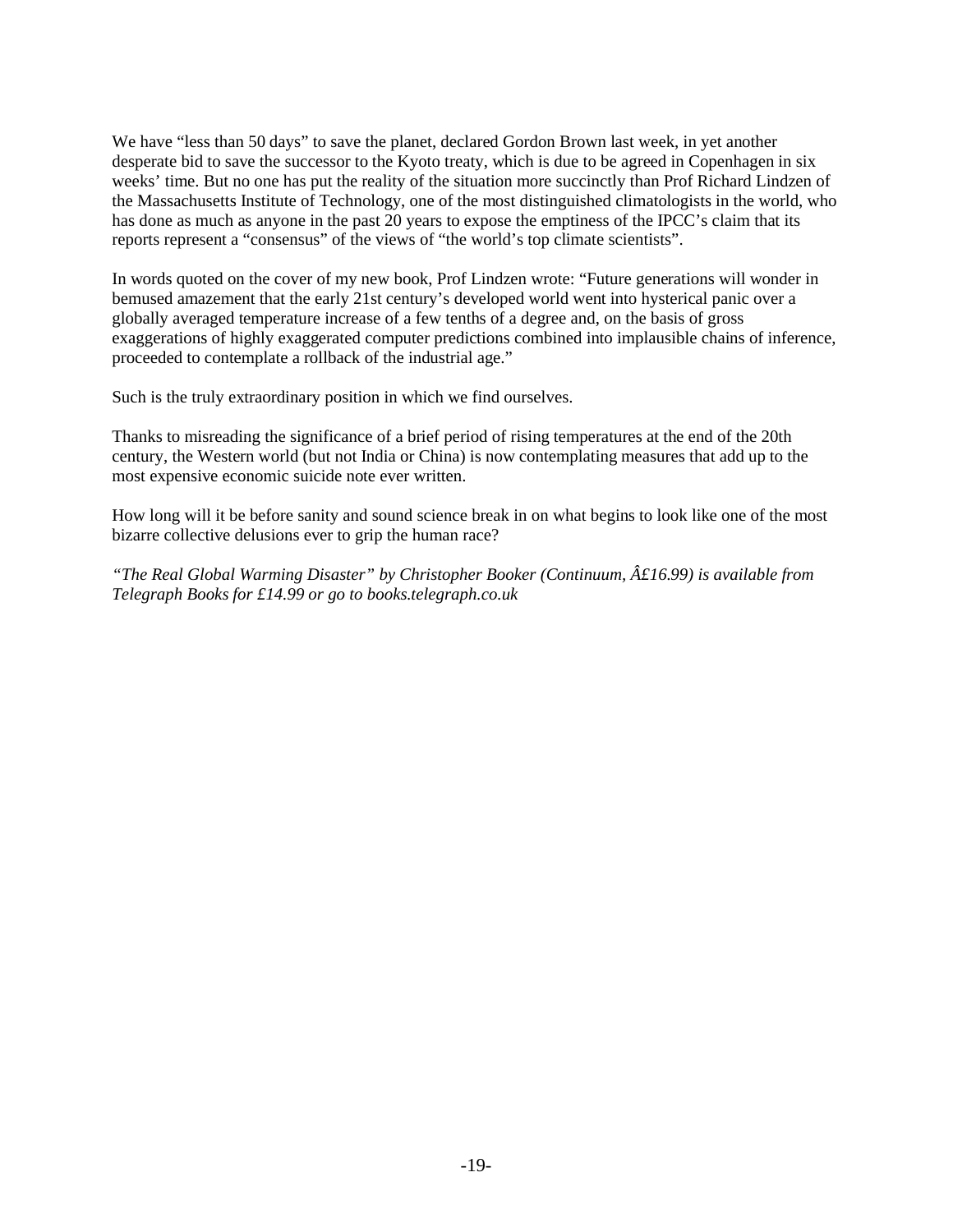We have “less than 50 days” to save the planet, declared Gordon Brown last week, in yet another desperate bid to save the successor to the Kyoto treaty, which is due to be agreed in Copenhagen in six weeks’ time. But no one has put the reality of the situation more succinctly than Prof Richard Lindzen of the Massachusetts Institute of Technology, one of the most distinguished climatologists in the world, who has done as much as anyone in the past 20 years to expose the emptiness of the IPCC’s claim that its reports represent a “consensus” of the views of “the world’s top climate scientists”.

In words quoted on the cover of my new book, Prof Lindzen wrote: “Future generations will wonder in bemused amazement that the early 21st century’s developed world went into hysterical panic over a globally averaged temperature increase of a few tenths of a degree and, on the basis of gross exaggerations of highly exaggerated computer predictions combined into implausible chains of inference, proceeded to contemplate a rollback of the industrial age.”

Such is the truly extraordinary position in which we find ourselves.

Thanks to misreading the significance of a brief period of rising temperatures at the end of the 20th century, the Western world (but not India or China) is now contemplating measures that add up to the most expensive economic suicide note ever written.

How long will it be before sanity and sound science break in on what begins to look like one of the most bizarre collective delusions ever to grip the human race?

*“The Real Global Warming Disaster” by Christopher Booker (Continuum, Â£16.99) is available from Telegraph Books for £14.99 or go to books.telegraph.co.uk*